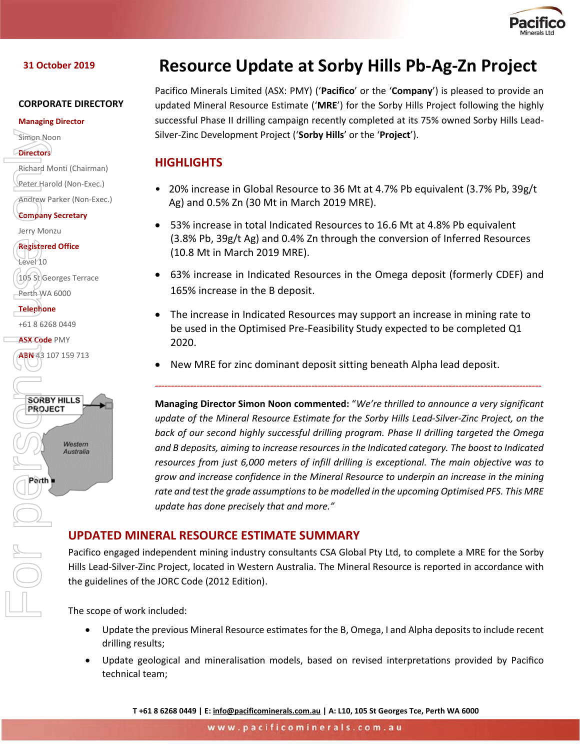31 October 2019

# Resource Update at Sorby Hills Pb-Ag-Zn Project

**CORPORATE DIRECTORY**

**Managing Director**
Simon Noon

**Directors**
Richard Monti (Chairman)
Peter Harold (Non-Exec.)
Andrew Parker (Non-Exec.)

**Company Secretary**
Jerry Monzu

**Registered Office**
Level 10
105 St Georges Terrace
Perth WA 6000

**Telephone**
+61 8 6268 0449

**ASX Code** PMY

**ABN** 43 107 159 713

SORBY HILLS PROJECT

Western Australia

Perth

Pacifico Minerals Limited (ASX: PMY) ('**Pacifico**' or the '**Company**') is pleased to provide an updated Mineral Resource Estimate ('**MRE**') for the Sorby Hills Project following the highly successful Phase II drilling campaign recently completed at its 75% owned Sorby Hills Lead-Silver-Zinc Development Project ('**Sorby Hills**' or the '**Project**').

## HIGHLIGHTS

- 20% increase in Global Resource to 36 Mt at 4.7% Pb equivalent (3.7% Pb, 39g/t Ag) and 0.5% Zn (30 Mt in March 2019 MRE).
- 53% increase in total Indicated Resources to 16.6 Mt at 4.8% Pb equivalent (3.8% Pb, 39g/t Ag) and 0.4% Zn through the conversion of Inferred Resources (10.8 Mt in March 2019 MRE).
- 63% increase in Indicated Resources in the Omega deposit (formerly CDEF) and 165% increase in the B deposit.
- The increase in Indicated Resources may support an increase in mining rate to be used in the Optimised Pre-Feasibility Study expected to be completed Q1 2020.
- New MRE for zinc dominant deposit sitting beneath Alpha lead deposit.

---

**Managing Director Simon Noon commented:** "*We're thrilled to announce a very significant update of the Mineral Resource Estimate for the Sorby Hills Lead-Silver-Zinc Project, on the back of our second highly successful drilling program. Phase II drilling targeted the Omega and B deposits, aiming to increase resources in the Indicated category. The boost to Indicated resources from just 6,000 meters of infill drilling is exceptional. The main objective was to grow and increase confidence in the Mineral Resource to underpin an increase in the mining rate and test the grade assumptions to be modelled in the upcoming Optimised PFS. This MRE update has done precisely that and more.*"

## UPDATED MINERAL RESOURCE ESTIMATE SUMMARY

Pacifico engaged independent mining industry consultants CSA Global Pty Ltd, to complete a MRE for the Sorby Hills Lead-Silver-Zinc Project, located in Western Australia. The Mineral Resource is reported in accordance with the guidelines of the JORC Code (2012 Edition).

The scope of work included:

- Update the previous Mineral Resource estimates for the B, Omega, I and Alpha deposits to include recent drilling results;
- Update geological and mineralisation models, based on revised interpretations provided by Pacifico technical team;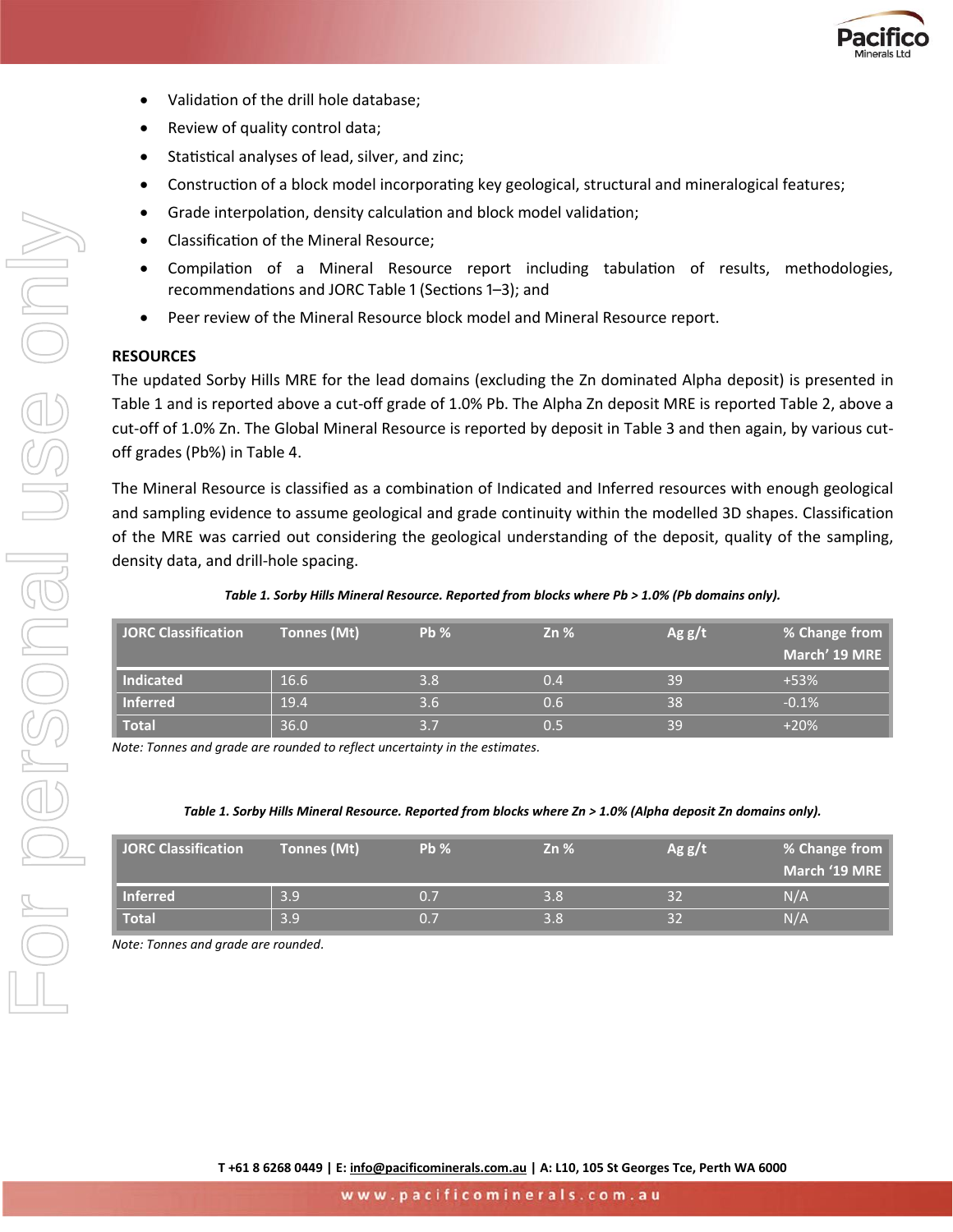- Validation of the drill hole database;
- Review of quality control data;
- Statistical analyses of lead, silver, and zinc;
- Construction of a block model incorporating key geological, structural and mineralogical features;
- Grade interpolation, density calculation and block model validation;
- Classification of the Mineral Resource;
- Compilation of a Mineral Resource report including tabulation of results, methodologies, recommendations and JORC Table 1 (Sections 1–3); and
- Peer review of the Mineral Resource block model and Mineral Resource report.

**RESOURCES**

The updated Sorby Hills MRE for the lead domains (excluding the Zn dominated Alpha deposit) is presented in Table 1 and is reported above a cut-off grade of 1.0% Pb. The Alpha Zn deposit MRE is reported Table 2, above a cut-off of 1.0% Zn. The Global Mineral Resource is reported by deposit in Table 3 and then again, by various cut-off grades (Pb%) in Table 4.

The Mineral Resource is classified as a combination of Indicated and Inferred resources with enough geological and sampling evidence to assume geological and grade continuity within the modelled 3D shapes. Classification of the MRE was carried out considering the geological understanding of the deposit, quality of the sampling, density data, and drill-hole spacing.

*Table 1. Sorby Hills Mineral Resource. Reported from blocks where Pb > 1.0% (Pb domains only).*

| JORC Classification | Tonnes (Mt) | Pb % | Zn % | Ag g/t | % Change from March' 19 MRE |
|---|---|---|---|---|---|
| **Indicated** | 16.6 | 3.8 | 0.4 | 39 | +53% |
| **Inferred** | 19.4 | 3.6 | 0.6 | 38 | -0.1% |
| **Total** | 36.0 | 3.7 | 0.5 | 39 | +20% |

*Note: Tonnes and grade are rounded to reflect uncertainty in the estimates.*

*Table 1. Sorby Hills Mineral Resource. Reported from blocks where Zn > 1.0% (Alpha deposit Zn domains only).*

| JORC Classification | Tonnes (Mt) | Pb % | Zn % | Ag g/t | % Change from March '19 MRE |
|---|---|---|---|---|---|
| **Inferred** | 3.9 | 0.7 | 3.8 | 32 | N/A |
| **Total** | 3.9 | 0.7 | 3.8 | 32 | N/A |

*Note: Tonnes and grade are rounded.*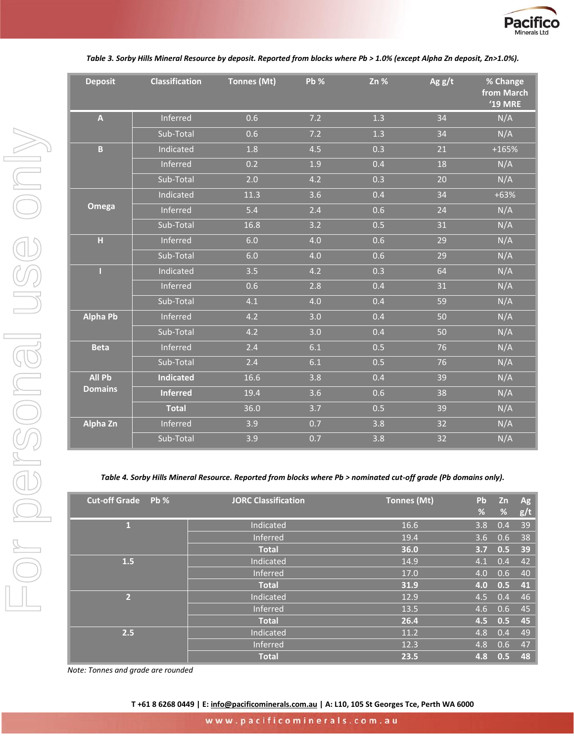*Table 3. Sorby Hills Mineral Resource by deposit. Reported from blocks where Pb > 1.0% (except Alpha Zn deposit, Zn>1.0%).*

| Deposit | Classification | Tonnes (Mt) | Pb % | Zn % | Ag g/t | % Change from March '19 MRE |
|---|---|---|---|---|---|---|
| **A** | Inferred | 0.6 | 7.2 | 1.3 | 34 | N/A |
| | Sub-Total | 0.6 | 7.2 | 1.3 | 34 | N/A |
| **B** | Indicated | 1.8 | 4.5 | 0.3 | 21 | +165% |
| | Inferred | 0.2 | 1.9 | 0.4 | 18 | N/A |
| | Sub-Total | 2.0 | 4.2 | 0.3 | 20 | N/A |
| **Omega** | Indicated | 11.3 | 3.6 | 0.4 | 34 | +63% |
| | Inferred | 5.4 | 2.4 | 0.6 | 24 | N/A |
| | Sub-Total | 16.8 | 3.2 | 0.5 | 31 | N/A |
| **H** | Inferred | 6.0 | 4.0 | 0.6 | 29 | N/A |
| | Sub-Total | 6.0 | 4.0 | 0.6 | 29 | N/A |
| **I** | Indicated | 3.5 | 4.2 | 0.3 | 64 | N/A |
| | Inferred | 0.6 | 2.8 | 0.4 | 31 | N/A |
| | Sub-Total | 4.1 | 4.0 | 0.4 | 59 | N/A |
| **Alpha Pb** | Inferred | 4.2 | 3.0 | 0.4 | 50 | N/A |
| | Sub-Total | 4.2 | 3.0 | 0.4 | 50 | N/A |
| **Beta** | Inferred | 2.4 | 6.1 | 0.5 | 76 | N/A |
| | Sub-Total | 2.4 | 6.1 | 0.5 | 76 | N/A |
| **All Pb Domains** | **Indicated** | 16.6 | 3.8 | 0.4 | 39 | N/A |
| | **Inferred** | 19.4 | 3.6 | 0.6 | 38 | N/A |
| | **Total** | 36.0 | 3.7 | 0.5 | 39 | N/A |
| **Alpha Zn** | Inferred | 3.9 | 0.7 | 3.8 | 32 | N/A |
| | Sub-Total | 3.9 | 0.7 | 3.8 | 32 | N/A |

*Table 4. Sorby Hills Mineral Resource. Reported from blocks where Pb > nominated cut-off grade (Pb domains only).*

| Cut-off Grade Pb % | JORC Classification | Tonnes (Mt) | Pb % | Zn % | Ag g/t |
|---|---|---|---|---|---|
| **1** | Indicated | 16.6 | 3.8 | 0.4 | 39 |
| | Inferred | 19.4 | 3.6 | 0.6 | 38 |
| | **Total** | **36.0** | **3.7** | **0.5** | **39** |
| **1.5** | Indicated | 14.9 | 4.1 | 0.4 | 42 |
| | Inferred | 17.0 | 4.0 | 0.6 | 40 |
| | **Total** | **31.9** | **4.0** | **0.5** | **41** |
| **2** | Indicated | 12.9 | 4.5 | 0.4 | 46 |
| | Inferred | 13.5 | 4.6 | 0.6 | 45 |
| | **Total** | **26.4** | **4.5** | **0.5** | **45** |
| **2.5** | Indicated | 11.2 | 4.8 | 0.4 | 49 |
| | Inferred | 12.3 | 4.8 | 0.6 | 47 |
| | **Total** | **23.5** | **4.8** | **0.5** | **48** |

*Note: Tonnes and grade are rounded*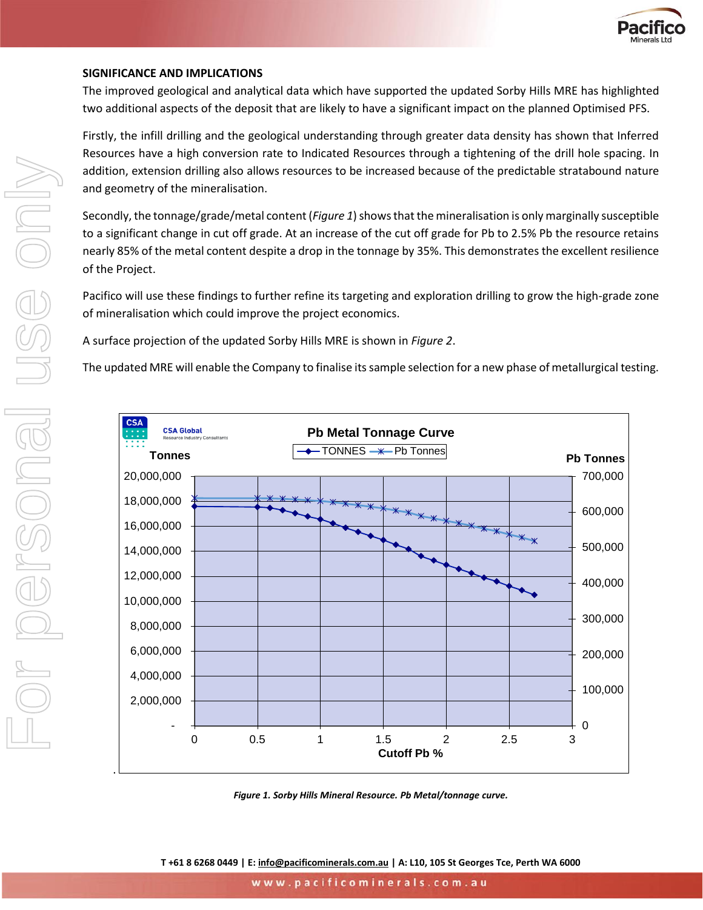## SIGNIFICANCE AND IMPLICATIONS

The improved geological and analytical data which have supported the updated Sorby Hills MRE has highlighted two additional aspects of the deposit that are likely to have a significant impact on the planned Optimised PFS.

Firstly, the infill drilling and the geological understanding through greater data density has shown that Inferred Resources have a high conversion rate to Indicated Resources through a tightening of the drill hole spacing. In addition, extension drilling also allows resources to be increased because of the predictable stratabound nature and geometry of the mineralisation.

Secondly, the tonnage/grade/metal content (*Figure 1*) shows that the mineralisation is only marginally susceptible to a significant change in cut off grade. At an increase of the cut off grade for Pb to 2.5% Pb the resource retains nearly 85% of the metal content despite a drop in the tonnage by 35%. This demonstrates the excellent resilience of the Project.

Pacifico will use these findings to further refine its targeting and exploration drilling to grow the high-grade zone of mineralisation which could improve the project economics.

A surface projection of the updated Sorby Hills MRE is shown in *Figure 2*.

The updated MRE will enable the Company to finalise its sample selection for a new phase of metallurgical testing.

***Figure 1. Sorby Hills Mineral Resource. Pb Metal/tonnage curve.***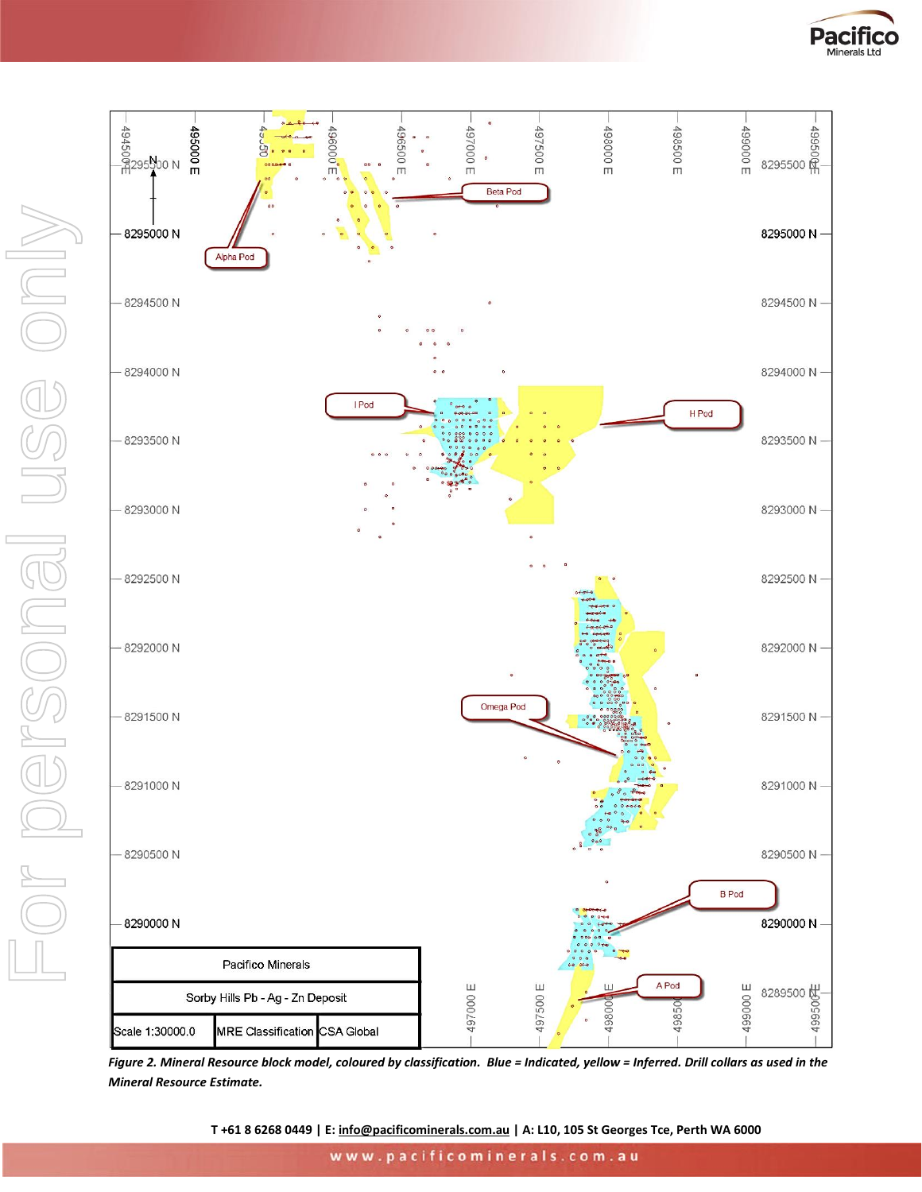*Figure 2. Mineral Resource block model, coloured by classification. Blue = Indicated, yellow = Inferred. Drill collars as used in the Mineral Resource Estimate.*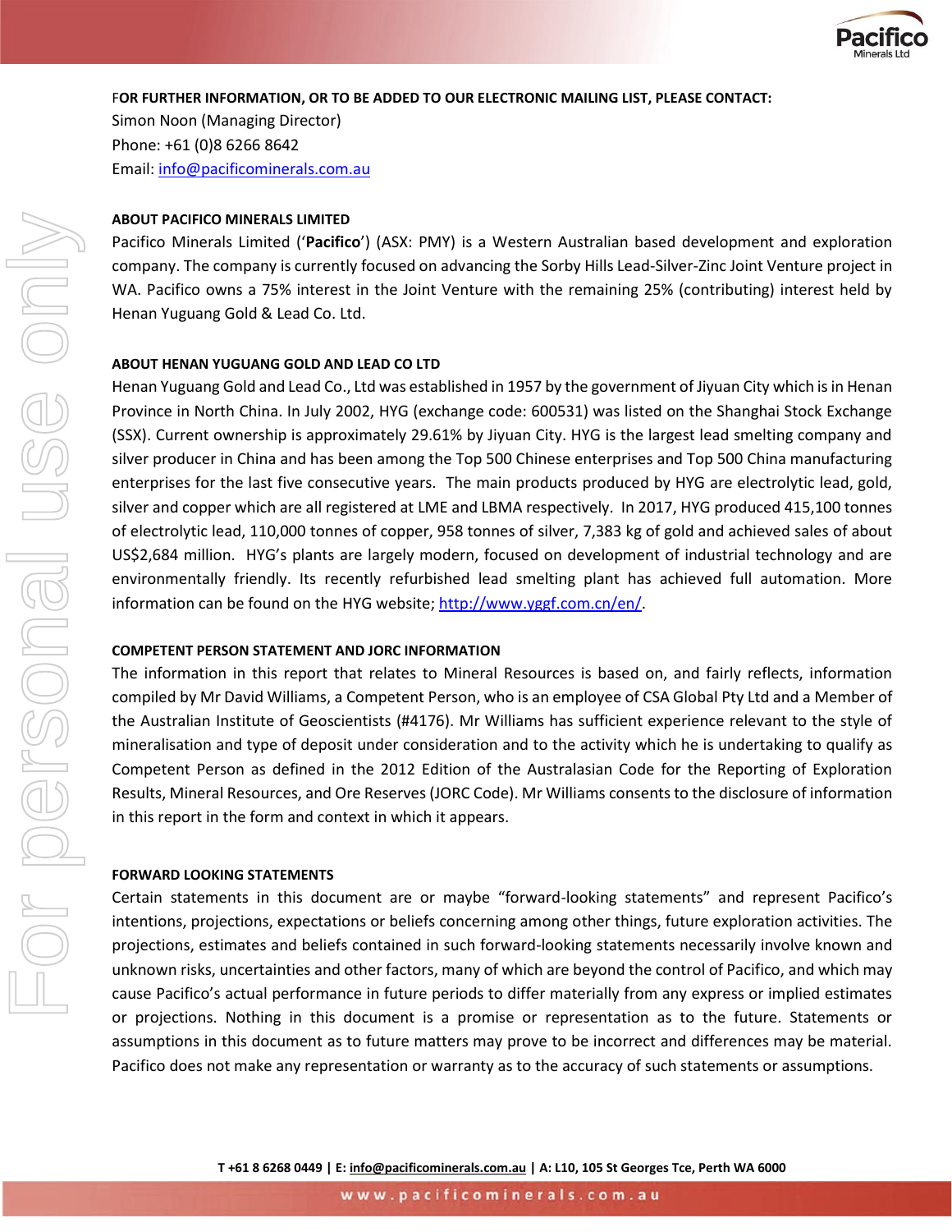**FOR FURTHER INFORMATION, OR TO BE ADDED TO OUR ELECTRONIC MAILING LIST, PLEASE CONTACT:**

Simon Noon (Managing Director)
Phone: +61 (0)8 6266 8642
Email: info@pacificominerals.com.au

**ABOUT PACIFICO MINERALS LIMITED**

Pacifico Minerals Limited ('**Pacifico**') (ASX: PMY) is a Western Australian based development and exploration company. The company is currently focused on advancing the Sorby Hills Lead-Silver-Zinc Joint Venture project in WA. Pacifico owns a 75% interest in the Joint Venture with the remaining 25% (contributing) interest held by Henan Yuguang Gold & Lead Co. Ltd.

**ABOUT HENAN YUGUANG GOLD AND LEAD CO LTD**

Henan Yuguang Gold and Lead Co., Ltd was established in 1957 by the government of Jiyuan City which is in Henan Province in North China. In July 2002, HYG (exchange code: 600531) was listed on the Shanghai Stock Exchange (SSX). Current ownership is approximately 29.61% by Jiyuan City. HYG is the largest lead smelting company and silver producer in China and has been among the Top 500 Chinese enterprises and Top 500 China manufacturing enterprises for the last five consecutive years. The main products produced by HYG are electrolytic lead, gold, silver and copper which are all registered at LME and LBMA respectively. In 2017, HYG produced 415,100 tonnes of electrolytic lead, 110,000 tonnes of copper, 958 tonnes of silver, 7,383 kg of gold and achieved sales of about US$2,684 million. HYG's plants are largely modern, focused on development of industrial technology and are environmentally friendly. Its recently refurbished lead smelting plant has achieved full automation. More information can be found on the HYG website; http://www.yggf.com.cn/en/.

**COMPETENT PERSON STATEMENT AND JORC INFORMATION**

The information in this report that relates to Mineral Resources is based on, and fairly reflects, information compiled by Mr David Williams, a Competent Person, who is an employee of CSA Global Pty Ltd and a Member of the Australian Institute of Geoscientists (#4176). Mr Williams has sufficient experience relevant to the style of mineralisation and type of deposit under consideration and to the activity which he is undertaking to qualify as Competent Person as defined in the 2012 Edition of the Australasian Code for the Reporting of Exploration Results, Mineral Resources, and Ore Reserves (JORC Code). Mr Williams consents to the disclosure of information in this report in the form and context in which it appears.

**FORWARD LOOKING STATEMENTS**

Certain statements in this document are or maybe "forward-looking statements" and represent Pacifico's intentions, projections, expectations or beliefs concerning among other things, future exploration activities. The projections, estimates and beliefs contained in such forward-looking statements necessarily involve known and unknown risks, uncertainties and other factors, many of which are beyond the control of Pacifico, and which may cause Pacifico's actual performance in future periods to differ materially from any express or implied estimates or projections. Nothing in this document is a promise or representation as to the future. Statements or assumptions in this document as to future matters may prove to be incorrect and differences may be material. Pacifico does not make any representation or warranty as to the accuracy of such statements or assumptions.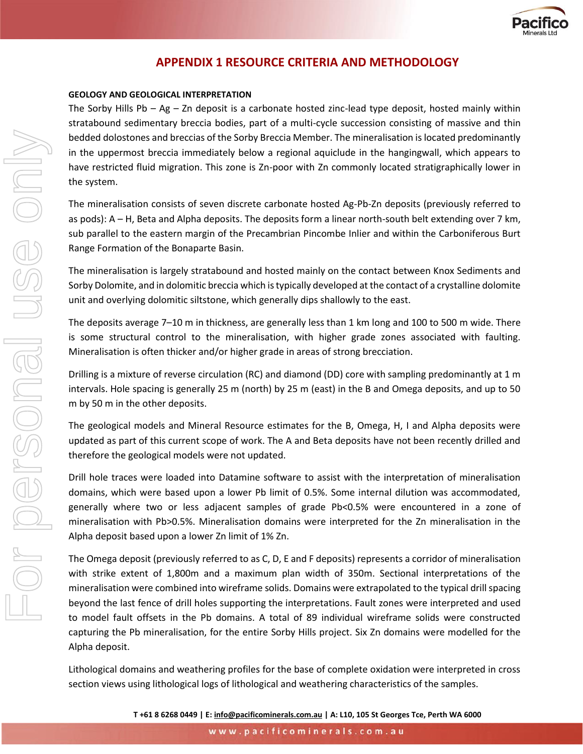# APPENDIX 1 RESOURCE CRITERIA AND METHODOLOGY

**GEOLOGY AND GEOLOGICAL INTERPRETATION**

The Sorby Hills Pb – Ag – Zn deposit is a carbonate hosted zinc-lead type deposit, hosted mainly within stratabound sedimentary breccia bodies, part of a multi-cycle succession consisting of massive and thin bedded dolostones and breccias of the Sorby Breccia Member. The mineralisation is located predominantly in the uppermost breccia immediately below a regional aquiclude in the hangingwall, which appears to have restricted fluid migration. This zone is Zn-poor with Zn commonly located stratigraphically lower in the system.

The mineralisation consists of seven discrete carbonate hosted Ag-Pb-Zn deposits (previously referred to as pods): A – H, Beta and Alpha deposits. The deposits form a linear north-south belt extending over 7 km, sub parallel to the eastern margin of the Precambrian Pincombe Inlier and within the Carboniferous Burt Range Formation of the Bonaparte Basin.

The mineralisation is largely stratabound and hosted mainly on the contact between Knox Sediments and Sorby Dolomite, and in dolomitic breccia which is typically developed at the contact of a crystalline dolomite unit and overlying dolomitic siltstone, which generally dips shallowly to the east.

The deposits average 7–10 m in thickness, are generally less than 1 km long and 100 to 500 m wide. There is some structural control to the mineralisation, with higher grade zones associated with faulting. Mineralisation is often thicker and/or higher grade in areas of strong brecciation.

Drilling is a mixture of reverse circulation (RC) and diamond (DD) core with sampling predominantly at 1 m intervals. Hole spacing is generally 25 m (north) by 25 m (east) in the B and Omega deposits, and up to 50 m by 50 m in the other deposits.

The geological models and Mineral Resource estimates for the B, Omega, H, I and Alpha deposits were updated as part of this current scope of work. The A and Beta deposits have not been recently drilled and therefore the geological models were not updated.

Drill hole traces were loaded into Datamine software to assist with the interpretation of mineralisation domains, which were based upon a lower Pb limit of 0.5%. Some internal dilution was accommodated, generally where two or less adjacent samples of grade Pb<0.5% were encountered in a zone of mineralisation with Pb>0.5%. Mineralisation domains were interpreted for the Zn mineralisation in the Alpha deposit based upon a lower Zn limit of 1% Zn.

The Omega deposit (previously referred to as C, D, E and F deposits) represents a corridor of mineralisation with strike extent of 1,800m and a maximum plan width of 350m. Sectional interpretations of the mineralisation were combined into wireframe solids. Domains were extrapolated to the typical drill spacing beyond the last fence of drill holes supporting the interpretations. Fault zones were interpreted and used to model fault offsets in the Pb domains. A total of 89 individual wireframe solids were constructed capturing the Pb mineralisation, for the entire Sorby Hills project. Six Zn domains were modelled for the Alpha deposit.

Lithological domains and weathering profiles for the base of complete oxidation were interpreted in cross section views using lithological logs of lithological and weathering characteristics of the samples.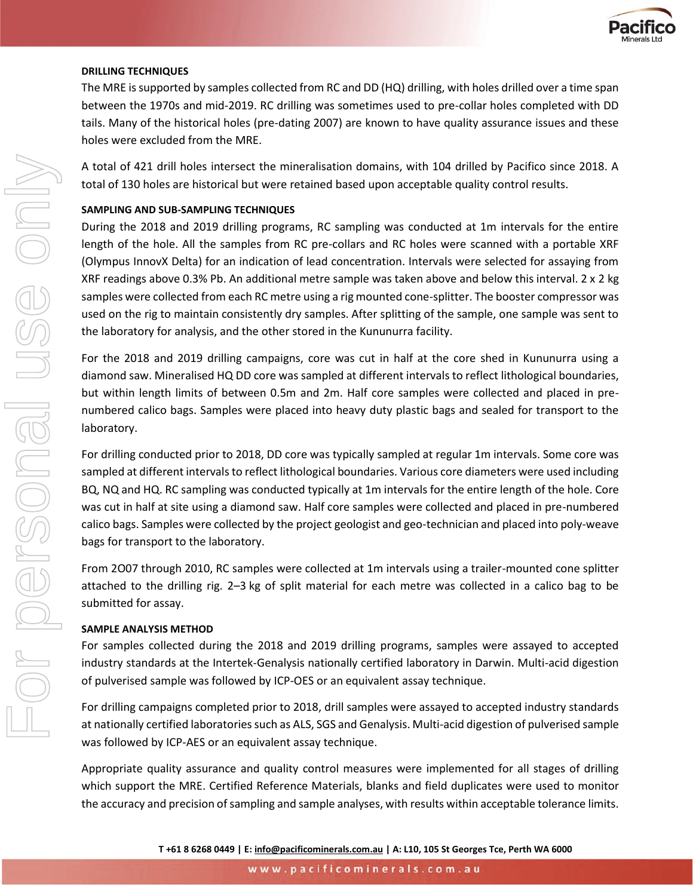**DRILLING TECHNIQUES**

The MRE is supported by samples collected from RC and DD (HQ) drilling, with holes drilled over a time span between the 1970s and mid-2019. RC drilling was sometimes used to pre-collar holes completed with DD tails. Many of the historical holes (pre-dating 2007) are known to have quality assurance issues and these holes were excluded from the MRE.

A total of 421 drill holes intersect the mineralisation domains, with 104 drilled by Pacifico since 2018. A total of 130 holes are historical but were retained based upon acceptable quality control results.

**SAMPLING AND SUB-SAMPLING TECHNIQUES**

During the 2018 and 2019 drilling programs, RC sampling was conducted at 1m intervals for the entire length of the hole. All the samples from RC pre-collars and RC holes were scanned with a portable XRF (Olympus InnovX Delta) for an indication of lead concentration. Intervals were selected for assaying from XRF readings above 0.3% Pb. An additional metre sample was taken above and below this interval. 2 x 2 kg samples were collected from each RC metre using a rig mounted cone-splitter. The booster compressor was used on the rig to maintain consistently dry samples. After splitting of the sample, one sample was sent to the laboratory for analysis, and the other stored in the Kununurra facility.

For the 2018 and 2019 drilling campaigns, core was cut in half at the core shed in Kununurra using a diamond saw. Mineralised HQ DD core was sampled at different intervals to reflect lithological boundaries, but within length limits of between 0.5m and 2m. Half core samples were collected and placed in pre-numbered calico bags. Samples were placed into heavy duty plastic bags and sealed for transport to the laboratory.

For drilling conducted prior to 2018, DD core was typically sampled at regular 1m intervals. Some core was sampled at different intervals to reflect lithological boundaries. Various core diameters were used including BQ, NQ and HQ. RC sampling was conducted typically at 1m intervals for the entire length of the hole. Core was cut in half at site using a diamond saw. Half core samples were collected and placed in pre-numbered calico bags. Samples were collected by the project geologist and geo-technician and placed into poly-weave bags for transport to the laboratory.

From 2O07 through 2010, RC samples were collected at 1m intervals using a trailer-mounted cone splitter attached to the drilling rig. 2–3 kg of split material for each metre was collected in a calico bag to be submitted for assay.

**SAMPLE ANALYSIS METHOD**

For samples collected during the 2018 and 2019 drilling programs, samples were assayed to accepted industry standards at the Intertek-Genalysis nationally certified laboratory in Darwin. Multi-acid digestion of pulverised sample was followed by ICP-OES or an equivalent assay technique.

For drilling campaigns completed prior to 2018, drill samples were assayed to accepted industry standards at nationally certified laboratories such as ALS, SGS and Genalysis. Multi-acid digestion of pulverised sample was followed by ICP-AES or an equivalent assay technique.

Appropriate quality assurance and quality control measures were implemented for all stages of drilling which support the MRE. Certified Reference Materials, blanks and field duplicates were used to monitor the accuracy and precision of sampling and sample analyses, with results within acceptable tolerance limits.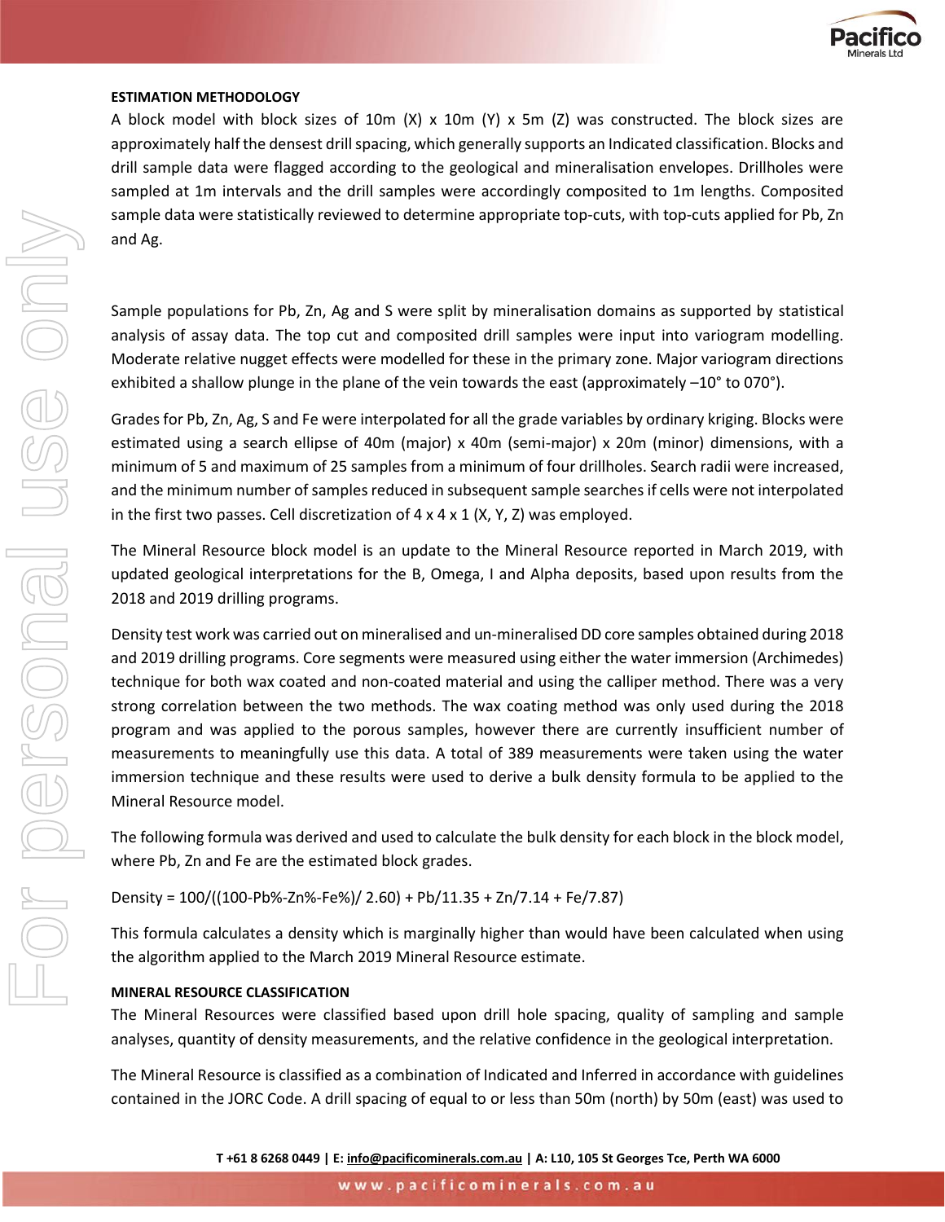**ESTIMATION METHODOLOGY**

A block model with block sizes of 10m (X) x 10m (Y) x 5m (Z) was constructed. The block sizes are approximately half the densest drill spacing, which generally supports an Indicated classification. Blocks and drill sample data were flagged according to the geological and mineralisation envelopes. Drillholes were sampled at 1m intervals and the drill samples were accordingly composited to 1m lengths. Composited sample data were statistically reviewed to determine appropriate top-cuts, with top-cuts applied for Pb, Zn and Ag.

Sample populations for Pb, Zn, Ag and S were split by mineralisation domains as supported by statistical analysis of assay data. The top cut and composited drill samples were input into variogram modelling. Moderate relative nugget effects were modelled for these in the primary zone. Major variogram directions exhibited a shallow plunge in the plane of the vein towards the east (approximately –10° to 070°).

Grades for Pb, Zn, Ag, S and Fe were interpolated for all the grade variables by ordinary kriging. Blocks were estimated using a search ellipse of 40m (major) x 40m (semi-major) x 20m (minor) dimensions, with a minimum of 5 and maximum of 25 samples from a minimum of four drillholes. Search radii were increased, and the minimum number of samples reduced in subsequent sample searches if cells were not interpolated in the first two passes. Cell discretization of 4 x 4 x 1 (X, Y, Z) was employed.

The Mineral Resource block model is an update to the Mineral Resource reported in March 2019, with updated geological interpretations for the B, Omega, I and Alpha deposits, based upon results from the 2018 and 2019 drilling programs.

Density test work was carried out on mineralised and un-mineralised DD core samples obtained during 2018 and 2019 drilling programs. Core segments were measured using either the water immersion (Archimedes) technique for both wax coated and non-coated material and using the calliper method. There was a very strong correlation between the two methods. The wax coating method was only used during the 2018 program and was applied to the porous samples, however there are currently insufficient number of measurements to meaningfully use this data. A total of 389 measurements were taken using the water immersion technique and these results were used to derive a bulk density formula to be applied to the Mineral Resource model.

The following formula was derived and used to calculate the bulk density for each block in the block model, where Pb, Zn and Fe are the estimated block grades.

$$\text{Density} = 100/((100-\text{Pb}\%-\text{Zn}\%-\text{Fe}\%)/2.60) + \text{Pb}/11.35 + \text{Zn}/7.14 + \text{Fe}/7.87)$$

This formula calculates a density which is marginally higher than would have been calculated when using the algorithm applied to the March 2019 Mineral Resource estimate.

**MINERAL RESOURCE CLASSIFICATION**

The Mineral Resources were classified based upon drill hole spacing, quality of sampling and sample analyses, quantity of density measurements, and the relative confidence in the geological interpretation.

The Mineral Resource is classified as a combination of Indicated and Inferred in accordance with guidelines contained in the JORC Code. A drill spacing of equal to or less than 50m (north) by 50m (east) was used to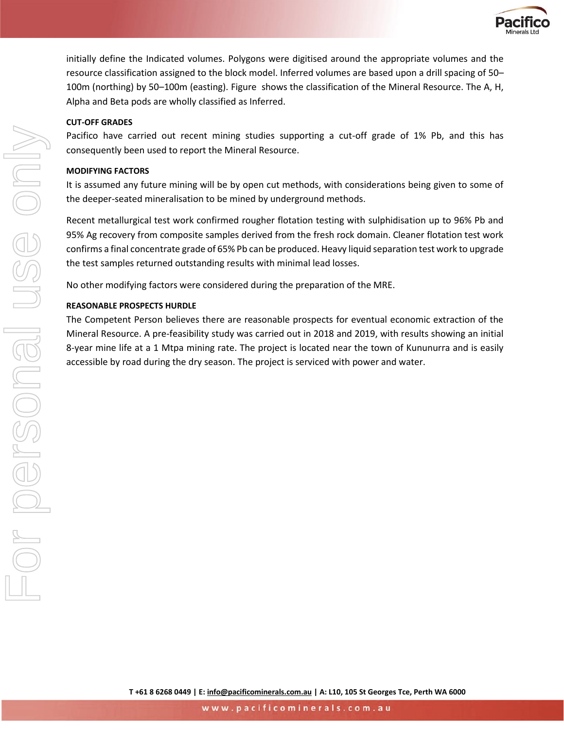initially define the Indicated volumes. Polygons were digitised around the appropriate volumes and the resource classification assigned to the block model. Inferred volumes are based upon a drill spacing of 50–100m (northing) by 50–100m (easting). Figure  shows the classification of the Mineral Resource. The A, H, Alpha and Beta pods are wholly classified as Inferred.

**CUT-OFF GRADES**

Pacifico have carried out recent mining studies supporting a cut-off grade of 1% Pb, and this has consequently been used to report the Mineral Resource.

**MODIFYING FACTORS**

It is assumed any future mining will be by open cut methods, with considerations being given to some of the deeper-seated mineralisation to be mined by underground methods.

Recent metallurgical test work confirmed rougher flotation testing with sulphidisation up to 96% Pb and 95% Ag recovery from composite samples derived from the fresh rock domain. Cleaner flotation test work confirms a final concentrate grade of 65% Pb can be produced. Heavy liquid separation test work to upgrade the test samples returned outstanding results with minimal lead losses.

No other modifying factors were considered during the preparation of the MRE.

**REASONABLE PROSPECTS HURDLE**

The Competent Person believes there are reasonable prospects for eventual economic extraction of the Mineral Resource. A pre-feasibility study was carried out in 2018 and 2019, with results showing an initial 8-year mine life at a 1 Mtpa mining rate. The project is located near the town of Kununurra and is easily accessible by road during the dry season. The project is serviced with power and water.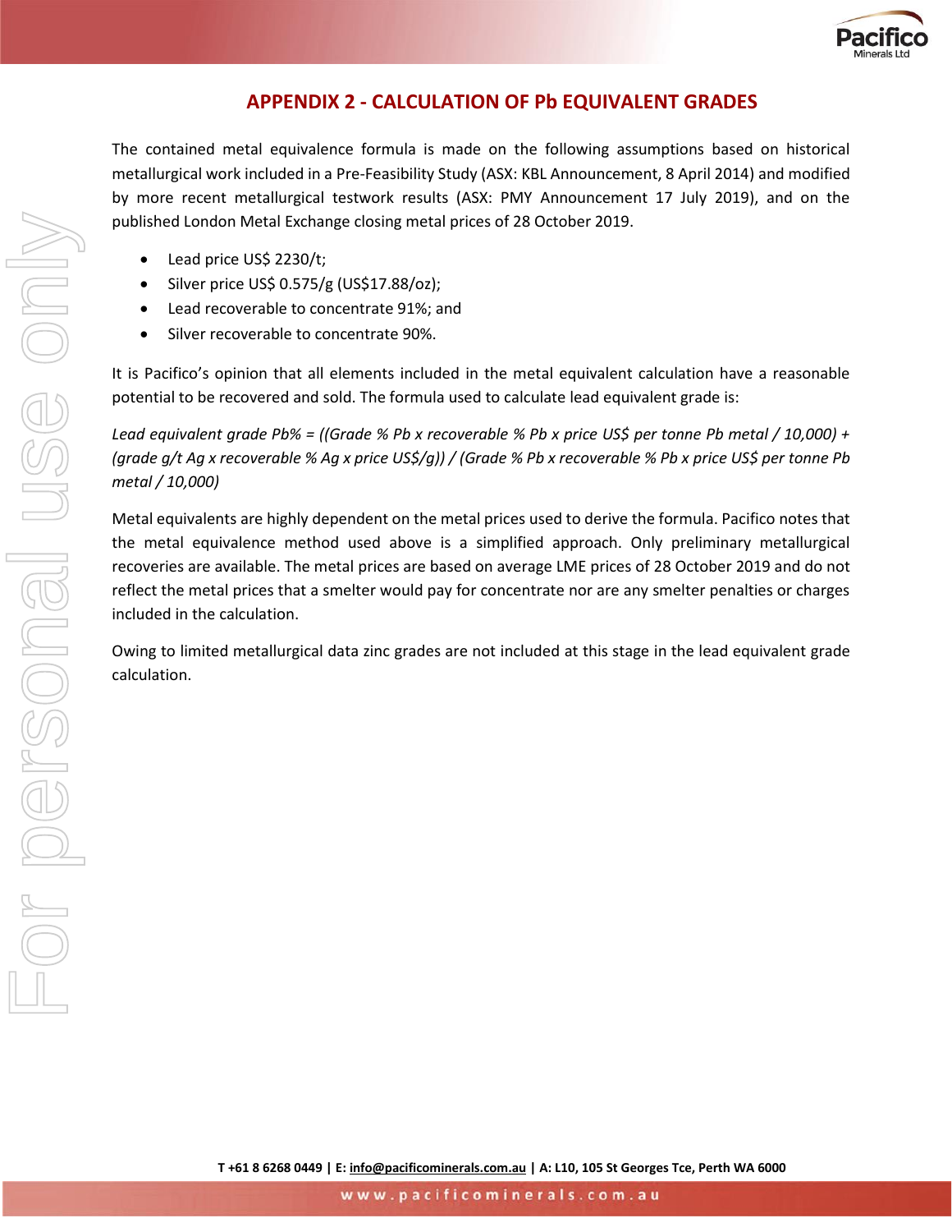# APPENDIX 2 - CALCULATION OF Pb EQUIVALENT GRADES

The contained metal equivalence formula is made on the following assumptions based on historical metallurgical work included in a Pre-Feasibility Study (ASX: KBL Announcement, 8 April 2014) and modified by more recent metallurgical testwork results (ASX: PMY Announcement 17 July 2019), and on the published London Metal Exchange closing metal prices of 28 October 2019.

- Lead price US$ 2230/t;
- Silver price US$ 0.575/g (US$17.88/oz);
- Lead recoverable to concentrate 91%; and
- Silver recoverable to concentrate 90%.

It is Pacifico's opinion that all elements included in the metal equivalent calculation have a reasonable potential to be recovered and sold. The formula used to calculate lead equivalent grade is:

*Lead equivalent grade Pb% = ((Grade % Pb x recoverable % Pb x price US$ per tonne Pb metal / 10,000) + (grade g/t Ag x recoverable % Ag x price US$/g)) / (Grade % Pb x recoverable % Pb x price US$ per tonne Pb metal / 10,000)*

Metal equivalents are highly dependent on the metal prices used to derive the formula. Pacifico notes that the metal equivalence method used above is a simplified approach. Only preliminary metallurgical recoveries are available. The metal prices are based on average LME prices of 28 October 2019 and do not reflect the metal prices that a smelter would pay for concentrate nor are any smelter penalties or charges included in the calculation.

Owing to limited metallurgical data zinc grades are not included at this stage in the lead equivalent grade calculation.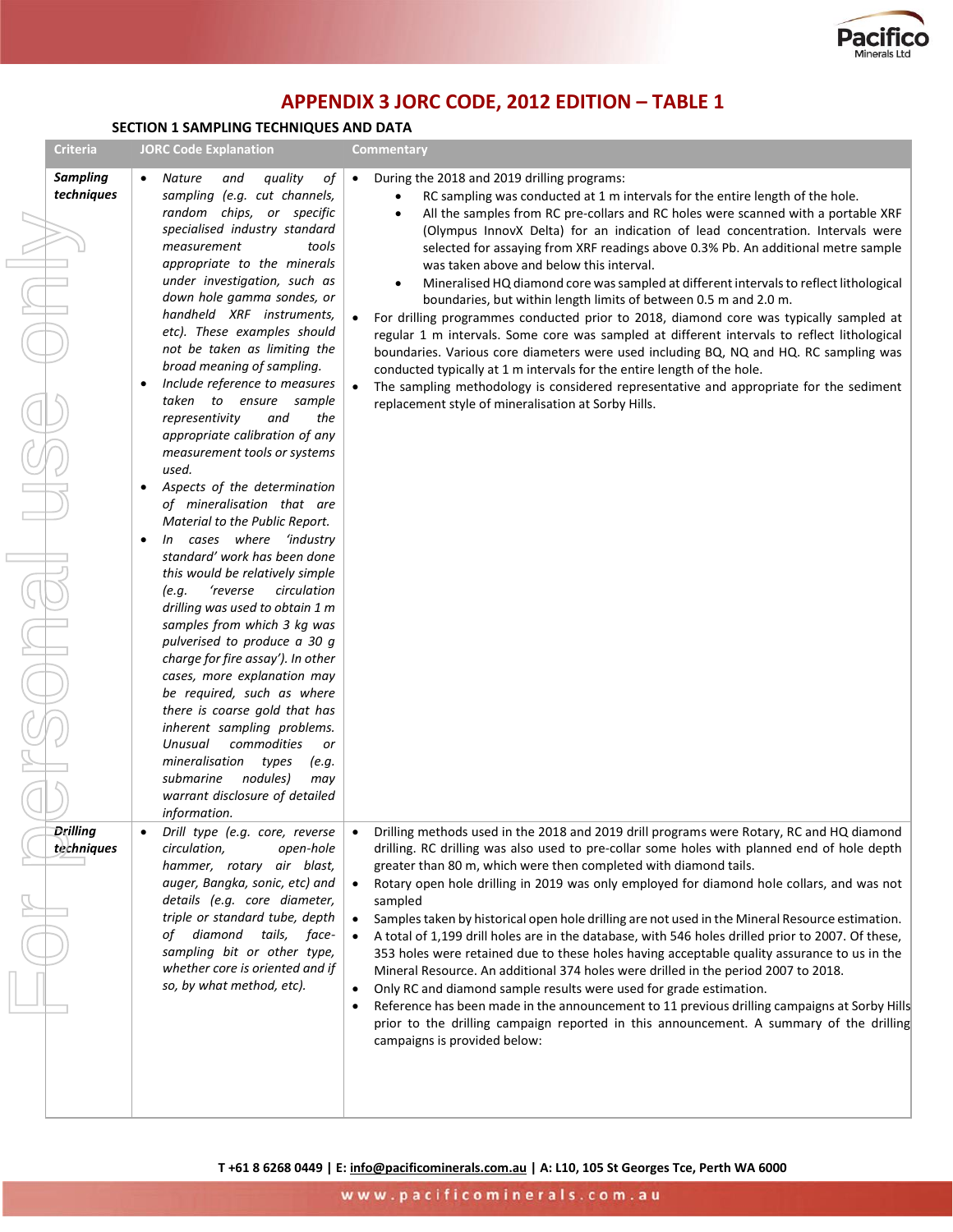# APPENDIX 3 JORC CODE, 2012 EDITION – TABLE 1

## SECTION 1 SAMPLING TECHNIQUES AND DATA

| Criteria | JORC Code Explanation | Commentary |
|---|---|---|
| ***Sampling techniques*** | • *Nature and quality of sampling (e.g. cut channels, random chips, or specific specialised industry standard measurement tools appropriate to the minerals under investigation, such as down hole gamma sondes, or handheld XRF instruments, etc). These examples should not be taken as limiting the broad meaning of sampling.*<br>• *Include reference to measures taken to ensure sample representivity and the appropriate calibration of any measurement tools or systems used.*<br>• *Aspects of the determination of mineralisation that are Material to the Public Report.*<br>• *In cases where 'industry standard' work has been done this would be relatively simple (e.g. 'reverse circulation drilling was used to obtain 1 m samples from which 3 kg was pulverised to produce a 30 g charge for fire assay'). In other cases, more explanation may be required, such as where there is coarse gold that has inherent sampling problems. Unusual commodities or mineralisation types (e.g. submarine nodules) may warrant disclosure of detailed information.* | • During the 2018 and 2019 drilling programs:<br>  ◦ RC sampling was conducted at 1 m intervals for the entire length of the hole.<br>  ◦ All the samples from RC pre-collars and RC holes were scanned with a portable XRF (Olympus InnovX Delta) for an indication of lead concentration. Intervals were selected for assaying from XRF readings above 0.3% Pb. An additional metre sample was taken above and below this interval.<br>  ◦ Mineralised HQ diamond core was sampled at different intervals to reflect lithological boundaries, but within length limits of between 0.5 m and 2.0 m.<br>• For drilling programmes conducted prior to 2018, diamond core was typically sampled at regular 1 m intervals. Some core was sampled at different intervals to reflect lithological boundaries. Various core diameters were used including BQ, NQ and HQ. RC sampling was conducted typically at 1 m intervals for the entire length of the hole.<br>• The sampling methodology is considered representative and appropriate for the sediment replacement style of mineralisation at Sorby Hills. |
| ***Drilling techniques*** | • *Drill type (e.g. core, reverse circulation, open-hole hammer, rotary air blast, auger, Bangka, sonic, etc) and details (e.g. core diameter, triple or standard tube, depth of diamond tails, face-sampling bit or other type, whether core is oriented and if so, by what method, etc).* | • Drilling methods used in the 2018 and 2019 drill programs were Rotary, RC and HQ diamond drilling. RC drilling was also used to pre-collar some holes with planned end of hole depth greater than 80 m, which were then completed with diamond tails.<br>• Rotary open hole drilling in 2019 was only employed for diamond hole collars, and was not sampled<br>• Samples taken by historical open hole drilling are not used in the Mineral Resource estimation.<br>• A total of 1,199 drill holes are in the database, with 546 holes drilled prior to 2007. Of these, 353 holes were retained due to these holes having acceptable quality assurance to us in the Mineral Resource. An additional 374 holes were drilled in the period 2007 to 2018.<br>• Only RC and diamond sample results were used for grade estimation.<br>• Reference has been made in the announcement to 11 previous drilling campaigns at Sorby Hills prior to the drilling campaign reported in this announcement. A summary of the drilling campaigns is provided below: |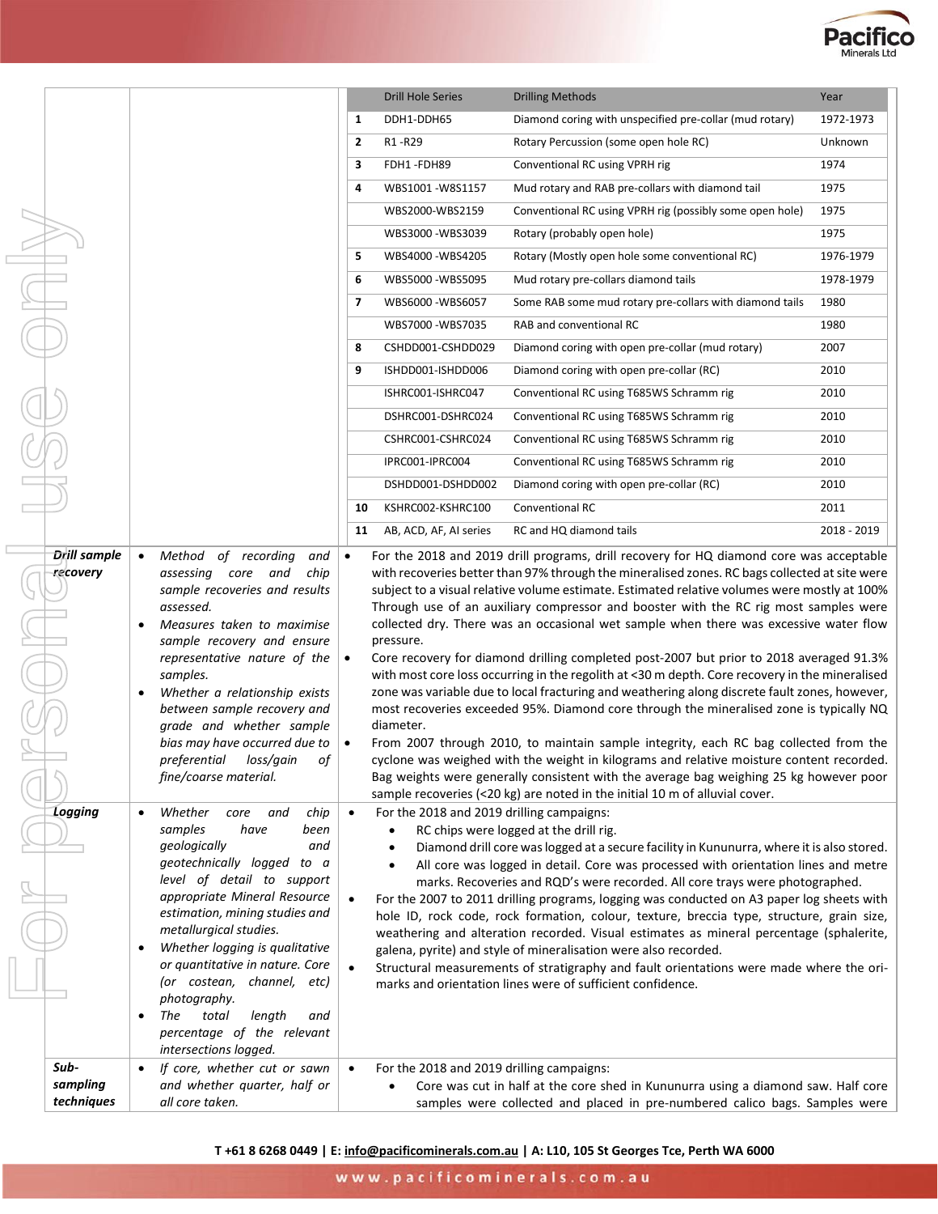| Criteria | JORC Code explanation | Commentary |
|---|---|---|
| | | **Drill Hole Series** / **Drilling Methods** / **Year**<br>1 — DDH1-DDH65 — Diamond coring with unspecified pre-collar (mud rotary) — 1972-1973<br>2 — R1 -R29 — Rotary Percussion (some open hole RC) — Unknown<br>3 — FDH1 -FDH89 — Conventional RC using VPRH rig — 1974<br>4 — WBS1001 -W8S1157 — Mud rotary and RAB pre-collars with diamond tail — 1975<br>WBS2000-WBS2159 — Conventional RC using VPRH rig (possibly some open hole) — 1975<br>WBS3000 -WBS3039 — Rotary (probably open hole) — 1975<br>5 — WBS4000 -WBS4205 — Rotary (Mostly open hole some conventional RC) — 1976-1979<br>6 — WBS5000 -WBS5095 — Mud rotary pre-collars diamond tails — 1978-1979<br>7 — WBS6000 -WBS6057 — Some RAB some mud rotary pre-collars with diamond tails — 1980<br>WBS7000 -WBS7035 — RAB and conventional RC — 1980<br>8 — CSHDD001-CSHDD029 — Diamond coring with open pre-collar (mud rotary) — 2007<br>9 — ISHDD001-ISHDD006 — Diamond coring with open pre-collar (RC) — 2010<br>ISHRC001-ISHRC047 — Conventional RC using T685WS Schramm rig — 2010<br>DSHRC001-DSHRC024 — Conventional RC using T685WS Schramm rig — 2010<br>CSHRC001-CSHRC024 — Conventional RC using T685WS Schramm rig — 2010<br>IPRC001-IPRC004 — Conventional RC using T685WS Schramm rig — 2010<br>DSHDD001-DSHDD002 — Diamond coring with open pre-collar (RC) — 2010<br>10 — KSHRC002-KSHRC100 — Conventional RC — 2011<br>11 — AB, ACD, AF, AI series — RC and HQ diamond tails — 2018 - 2019 |
| ***Drill sample recovery*** | • *Method of recording and assessing core and chip sample recoveries and results assessed.*<br>• *Measures taken to maximise sample recovery and ensure representative nature of the samples.*<br>• *Whether a relationship exists between sample recovery and grade and whether sample bias may have occurred due to preferential loss/gain of fine/coarse material.* | • For the 2018 and 2019 drill programs, drill recovery for HQ diamond core was acceptable with recoveries better than 97% through the mineralised zones. RC bags collected at site were subject to a visual relative volume estimate. Estimated relative volumes were mostly at 100% Through use of an auxiliary compressor and booster with the RC rig most samples were collected dry. There was an occasional wet sample when there was excessive water flow pressure.<br>• Core recovery for diamond drilling completed post-2007 but prior to 2018 averaged 91.3% with most core loss occurring in the regolith at <30 m depth. Core recovery in the mineralised zone was variable due to local fracturing and weathering along discrete fault zones, however, most recoveries exceeded 95%. Diamond core through the mineralised zone is typically NQ diameter.<br>• From 2007 through 2010, to maintain sample integrity, each RC bag collected from the cyclone was weighed with the weight in kilograms and relative moisture content recorded. Bag weights were generally consistent with the average bag weighing 25 kg however poor sample recoveries (<20 kg) are noted in the initial 10 m of alluvial cover. |
| ***Logging*** | • *Whether core and chip samples have been geologically and geotechnically logged to a level of detail to support appropriate Mineral Resource estimation, mining studies and metallurgical studies.*<br>• *Whether logging is qualitative or quantitative in nature. Core (or costean, channel, etc) photography.*<br>• *The total length and percentage of the relevant intersections logged.* | • For the 2018 and 2019 drilling campaigns:<br>  • RC chips were logged at the drill rig.<br>  • Diamond drill core was logged at a secure facility in Kununurra, where it is also stored.<br>  • All core was logged in detail. Core was processed with orientation lines and metre marks. Recoveries and RQD's were recorded. All core trays were photographed.<br>• For the 2007 to 2011 drilling programs, logging was conducted on A3 paper log sheets with hole ID, rock code, rock formation, colour, texture, breccia type, structure, grain size, weathering and alteration recorded. Visual estimates as mineral percentage (sphalerite, galena, pyrite) and style of mineralisation were also recorded.<br>• Structural measurements of stratigraphy and fault orientations were made where the ori-marks and orientation lines were of sufficient confidence. |
| ***Sub-sampling techniques*** | • *If core, whether cut or sawn and whether quarter, half or all core taken.* | • For the 2018 and 2019 drilling campaigns:<br>  • Core was cut in half at the core shed in Kununurra using a diamond saw. Half core samples were collected and placed in pre-numbered calico bags. Samples were |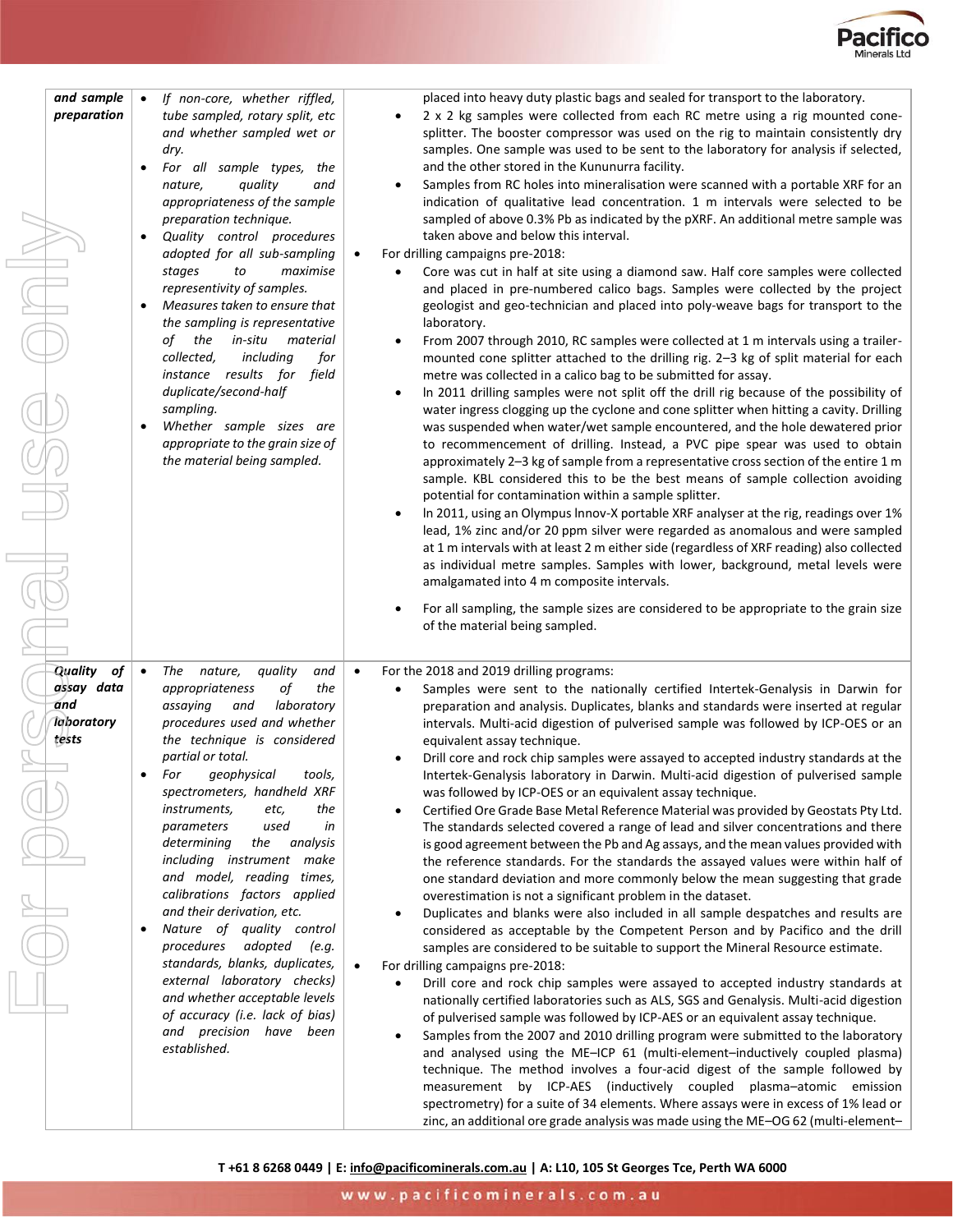| | | |
|---|---|---|
| ***and sample preparation*** | • *If non-core, whether riffled, tube sampled, rotary split, etc and whether sampled wet or dry.*<br>• *For all sample types, the nature, quality and appropriateness of the sample preparation technique.*<br>• *Quality control procedures adopted for all sub-sampling stages to maximise representivity of samples.*<br>• *Measures taken to ensure that the sampling is representative of the in-situ material collected, including for instance results for field duplicate/second-half sampling.*<br>• *Whether sample sizes are appropriate to the grain size of the material being sampled.* | placed into heavy duty plastic bags and sealed for transport to the laboratory.<br>• 2 x 2 kg samples were collected from each RC metre using a rig mounted cone-splitter. The booster compressor was used on the rig to maintain consistently dry samples. One sample was used to be sent to the laboratory for analysis if selected, and the other stored in the Kununurra facility.<br>• Samples from RC holes into mineralisation were scanned with a portable XRF for an indication of qualitative lead concentration. 1 m intervals were selected to be sampled of above 0.3% Pb as indicated by the pXRF. An additional metre sample was taken above and below this interval.<br>• For drilling campaigns pre-2018:<br>  • Core was cut in half at site using a diamond saw. Half core samples were collected and placed in pre-numbered calico bags. Samples were collected by the project geologist and geo-technician and placed into poly-weave bags for transport to the laboratory.<br>  • From 2007 through 2010, RC samples were collected at 1 m intervals using a trailer-mounted cone splitter attached to the drilling rig. 2–3 kg of split material for each metre was collected in a calico bag to be submitted for assay.<br>  • In 2011 drilling samples were not split off the drill rig because of the possibility of water ingress clogging up the cyclone and cone splitter when hitting a cavity. Drilling was suspended when water/wet sample encountered, and the hole dewatered prior to recommencement of drilling. Instead, a PVC pipe spear was used to obtain approximately 2–3 kg of sample from a representative cross section of the entire 1 m sample. KBL considered this to be the best means of sample collection avoiding potential for contamination within a sample splitter.<br>  • In 2011, using an Olympus Innov-X portable XRF analyser at the rig, readings over 1% lead, 1% zinc and/or 20 ppm silver were regarded as anomalous and were sampled at 1 m intervals with at least 2 m either side (regardless of XRF reading) also collected as individual metre samples. Samples with lower, background, metal levels were amalgamated into 4 m composite intervals.<br>  • For all sampling, the sample sizes are considered to be appropriate to the grain size of the material being sampled. |
| ***Quality of assay data and laboratory tests*** | • *The nature, quality and appropriateness of the assaying and laboratory procedures used and whether the technique is considered partial or total.*<br>• *For geophysical tools, spectrometers, handheld XRF instruments, etc, the parameters used in determining the analysis including instrument make and model, reading times, calibrations factors applied and their derivation, etc.*<br>• *Nature of quality control procedures adopted (e.g. standards, blanks, duplicates, external laboratory checks) and whether acceptable levels of accuracy (i.e. lack of bias) and precision have been established.* | • For the 2018 and 2019 drilling programs:<br>  • Samples were sent to the nationally certified Intertek-Genalysis in Darwin for preparation and analysis. Duplicates, blanks and standards were inserted at regular intervals. Multi-acid digestion of pulverised sample was followed by ICP-OES or an equivalent assay technique.<br>  • Drill core and rock chip samples were assayed to accepted industry standards at the Intertek-Genalysis laboratory in Darwin. Multi-acid digestion of pulverised sample was followed by ICP-OES or an equivalent assay technique.<br>  • Certified Ore Grade Base Metal Reference Material was provided by Geostats Pty Ltd. The standards selected covered a range of lead and silver concentrations and there is good agreement between the Pb and Ag assays, and the mean values provided with the reference standards. For the standards the assayed values were within half of one standard deviation and more commonly below the mean suggesting that grade overestimation is not a significant problem in the dataset.<br>  • Duplicates and blanks were also included in all sample despatches and results are considered as acceptable by the Competent Person and by Pacifico and the drill samples are considered to be suitable to support the Mineral Resource estimate.<br>• For drilling campaigns pre-2018:<br>  • Drill core and rock chip samples were assayed to accepted industry standards at nationally certified laboratories such as ALS, SGS and Genalysis. Multi-acid digestion of pulverised sample was followed by ICP-AES or an equivalent assay technique.<br>  • Samples from the 2007 and 2010 drilling program were submitted to the laboratory and analysed using the ME–ICP 61 (multi-element–inductively coupled plasma) technique. The method involves a four-acid digest of the sample followed by measurement by ICP-AES (inductively coupled plasma–atomic emission spectrometry) for a suite of 34 elements. Where assays were in excess of 1% lead or zinc, an additional ore grade analysis was made using the ME–OG 62 (multi-element– |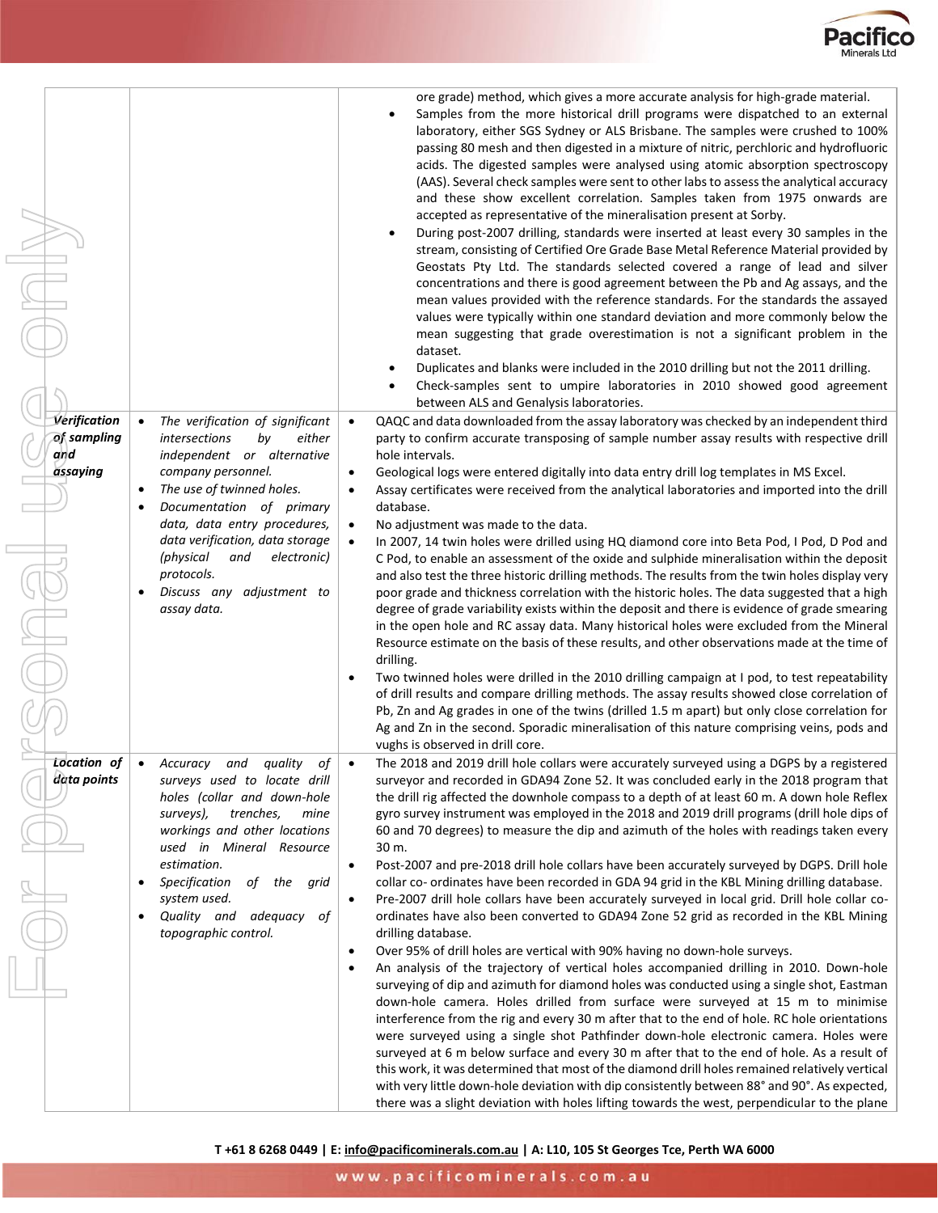| | | |
|---|---|---|
| | | ore grade) method, which gives a more accurate analysis for high-grade material.<br>• Samples from the more historical drill programs were dispatched to an external laboratory, either SGS Sydney or ALS Brisbane. The samples were crushed to 100% passing 80 mesh and then digested in a mixture of nitric, perchloric and hydrofluoric acids. The digested samples were analysed using atomic absorption spectroscopy (AAS). Several check samples were sent to other labs to assess the analytical accuracy and these show excellent correlation. Samples taken from 1975 onwards are accepted as representative of the mineralisation present at Sorby.<br>• During post-2007 drilling, standards were inserted at least every 30 samples in the stream, consisting of Certified Ore Grade Base Metal Reference Material provided by Geostats Pty Ltd. The standards selected covered a range of lead and silver concentrations and there is good agreement between the Pb and Ag assays, and the mean values provided with the reference standards. For the standards the assayed values were typically within one standard deviation and more commonly below the mean suggesting that grade overestimation is not a significant problem in the dataset.<br>• Duplicates and blanks were included in the 2010 drilling but not the 2011 drilling.<br>• Check-samples sent to umpire laboratories in 2010 showed good agreement between ALS and Genalysis laboratories. |
| ***Verification of sampling and assaying*** | • *The verification of significant intersections by either independent or alternative company personnel.*<br>• *The use of twinned holes.*<br>• *Documentation of primary data, data entry procedures, data verification, data storage (physical and electronic) protocols.*<br>• *Discuss any adjustment to assay data.* | • QAQC and data downloaded from the assay laboratory was checked by an independent third party to confirm accurate transposing of sample number assay results with respective drill hole intervals.<br>• Geological logs were entered digitally into data entry drill log templates in MS Excel.<br>• Assay certificates were received from the analytical laboratories and imported into the drill database.<br>• No adjustment was made to the data.<br>• In 2007, 14 twin holes were drilled using HQ diamond core into Beta Pod, I Pod, D Pod and C Pod, to enable an assessment of the oxide and sulphide mineralisation within the deposit and also test the three historic drilling methods. The results from the twin holes display very poor grade and thickness correlation with the historic holes. The data suggested that a high degree of grade variability exists within the deposit and there is evidence of grade smearing in the open hole and RC assay data. Many historical holes were excluded from the Mineral Resource estimate on the basis of these results, and other observations made at the time of drilling.<br>• Two twinned holes were drilled in the 2010 drilling campaign at I pod, to test repeatability of drill results and compare drilling methods. The assay results showed close correlation of Pb, Zn and Ag grades in one of the twins (drilled 1.5 m apart) but only close correlation for Ag and Zn in the second. Sporadic mineralisation of this nature comprising veins, pods and vughs is observed in drill core. |
| ***Location of data points*** | • *Accuracy and quality of surveys used to locate drill holes (collar and down-hole surveys), trenches, mine workings and other locations used in Mineral Resource estimation.*<br>• *Specification of the grid system used.*<br>• *Quality and adequacy of topographic control.* | • The 2018 and 2019 drill hole collars were accurately surveyed using a DGPS by a registered surveyor and recorded in GDA94 Zone 52. It was concluded early in the 2018 program that the drill rig affected the downhole compass to a depth of at least 60 m. A down hole Reflex gyro survey instrument was employed in the 2018 and 2019 drill programs (drill hole dips of 60 and 70 degrees) to measure the dip and azimuth of the holes with readings taken every 30 m.<br>• Post-2007 and pre-2018 drill hole collars have been accurately surveyed by DGPS. Drill hole collar co- ordinates have been recorded in GDA 94 grid in the KBL Mining drilling database.<br>• Pre-2007 drill hole collars have been accurately surveyed in local grid. Drill hole collar co-ordinates have also been converted to GDA94 Zone 52 grid as recorded in the KBL Mining drilling database.<br>• Over 95% of drill holes are vertical with 90% having no down-hole surveys.<br>• An analysis of the trajectory of vertical holes accompanied drilling in 2010. Down-hole surveying of dip and azimuth for diamond holes was conducted using a single shot, Eastman down-hole camera. Holes drilled from surface were surveyed at 15 m to minimise interference from the rig and every 30 m after that to the end of hole. RC hole orientations were surveyed using a single shot Pathfinder down-hole electronic camera. Holes were surveyed at 6 m below surface and every 30 m after that to the end of hole. As a result of this work, it was determined that most of the diamond drill holes remained relatively vertical with very little down-hole deviation with dip consistently between 88° and 90°. As expected, there was a slight deviation with holes lifting towards the west, perpendicular to the plane |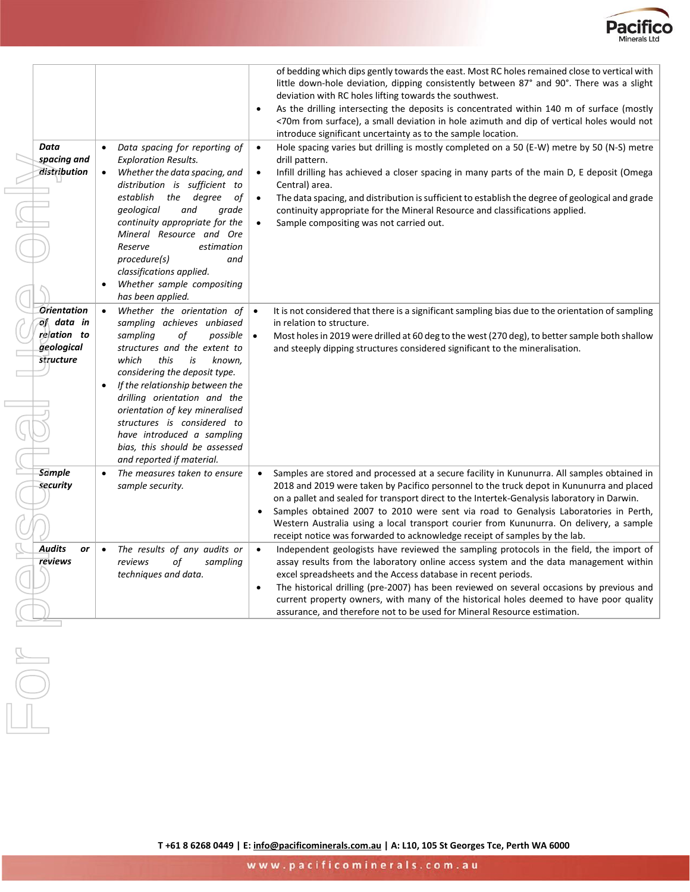| | | |
|---|---|---|
| | | of bedding which dips gently towards the east. Most RC holes remained close to vertical with little down-hole deviation, dipping consistently between 87° and 90°. There was a slight deviation with RC holes lifting towards the southwest.<br>• As the drilling intersecting the deposits is concentrated within 140 m of surface (mostly <70m from surface), a small deviation in hole azimuth and dip of vertical holes would not introduce significant uncertainty as to the sample location. |
| ***Data spacing and distribution*** | • *Data spacing for reporting of Exploration Results.*<br>• *Whether the data spacing, and distribution is sufficient to establish the degree of geological and grade continuity appropriate for the Mineral Resource and Ore Reserve estimation procedure(s) and classifications applied.*<br>• *Whether sample compositing has been applied.* | • Hole spacing varies but drilling is mostly completed on a 50 (E-W) metre by 50 (N-S) metre drill pattern.<br>• Infill drilling has achieved a closer spacing in many parts of the main D, E deposit (Omega Central) area.<br>• The data spacing, and distribution is sufficient to establish the degree of geological and grade continuity appropriate for the Mineral Resource and classifications applied.<br>• Sample compositing was not carried out. |
| ***Orientation of data in relation to geological structure*** | • *Whether the orientation of sampling achieves unbiased sampling of possible structures and the extent to which this is known, considering the deposit type.*<br>• *If the relationship between the drilling orientation and the orientation of key mineralised structures is considered to have introduced a sampling bias, this should be assessed and reported if material.* | • It is not considered that there is a significant sampling bias due to the orientation of sampling in relation to structure.<br>• Most holes in 2019 were drilled at 60 deg to the west (270 deg), to better sample both shallow and steeply dipping structures considered significant to the mineralisation. |
| ***Sample security*** | • *The measures taken to ensure sample security.* | • Samples are stored and processed at a secure facility in Kununurra. All samples obtained in 2018 and 2019 were taken by Pacifico personnel to the truck depot in Kununurra and placed on a pallet and sealed for transport direct to the Intertek-Genalysis laboratory in Darwin.<br>• Samples obtained 2007 to 2010 were sent via road to Genalysis Laboratories in Perth, Western Australia using a local transport courier from Kununurra. On delivery, a sample receipt notice was forwarded to acknowledge receipt of samples by the lab. |
| ***Audits or reviews*** | • *The results of any audits or reviews of sampling techniques and data.* | • Independent geologists have reviewed the sampling protocols in the field, the import of assay results from the laboratory online access system and the data management within excel spreadsheets and the Access database in recent periods.<br>• The historical drilling (pre-2007) has been reviewed on several occasions by previous and current property owners, with many of the historical holes deemed to have poor quality assurance, and therefore not to be used for Mineral Resource estimation. |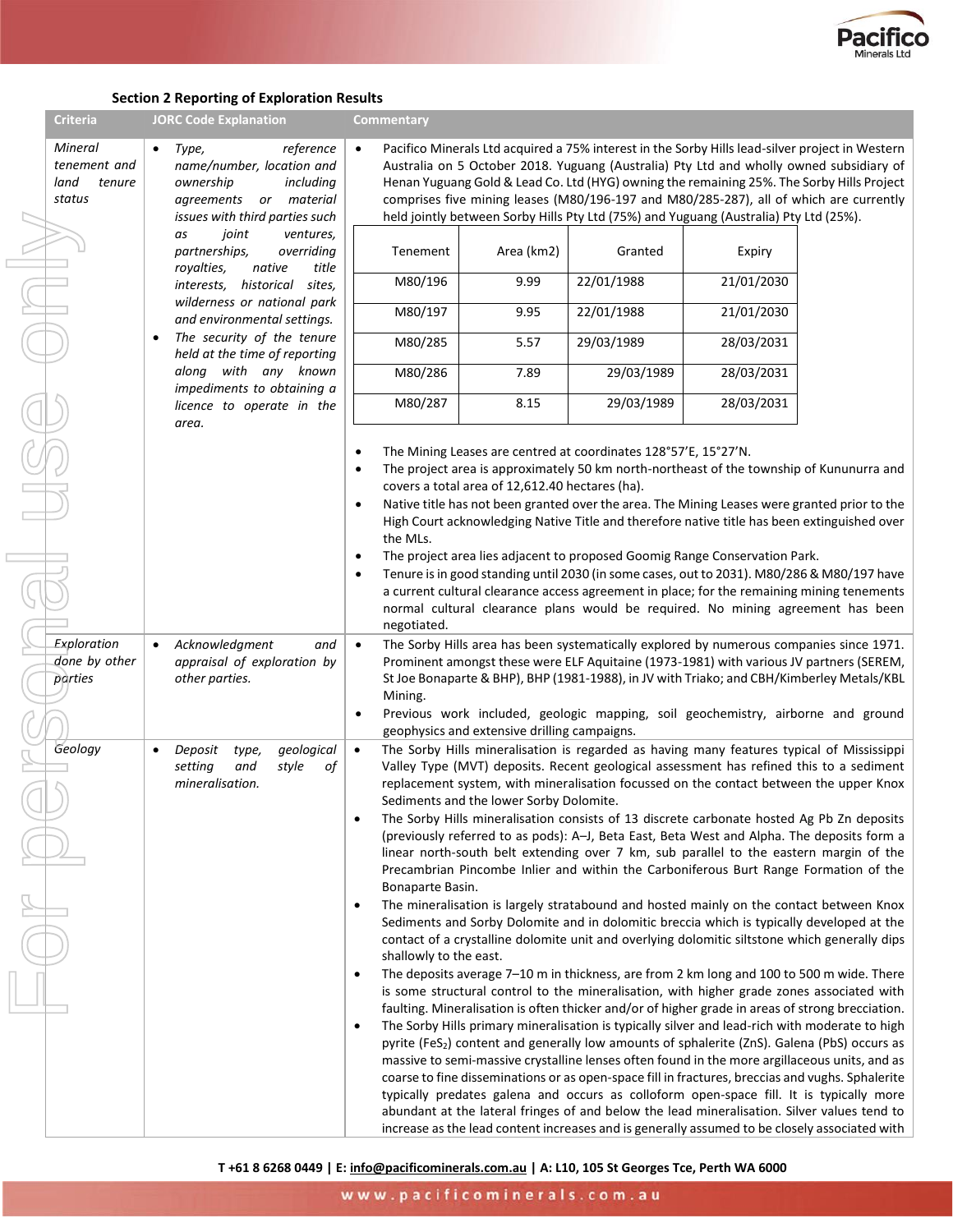### Section 2 Reporting of Exploration Results

| Criteria | JORC Code Explanation | Commentary |
|---|---|---|
| *Mineral tenement and land tenure status* | • *Type, reference name/number, location and ownership including agreements or material issues with third parties such as joint ventures, partnerships, overriding royalties, native title interests, historical sites, wilderness or national park and environmental settings.*<br>• *The security of the tenure held at the time of reporting along with any known impediments to obtaining a licence to operate in the area.* | • Pacifico Minerals Ltd acquired a 75% interest in the Sorby Hills lead-silver project in Western Australia on 5 October 2018. Yuguang (Australia) Pty Ltd and wholly owned subsidiary of Henan Yuguang Gold & Lead Co. Ltd (HYG) owning the remaining 25%. The Sorby Hills Project comprises five mining leases (M80/196-197 and M80/285-287), all of which are currently held jointly between Sorby Hills Pty Ltd (75%) and Yuguang (Australia) Pty Ltd (25%).<br><br>Tenement / Area (km2) / Granted / Expiry:<br>M80/196 / 9.99 / 22/01/1988 / 21/01/2030<br>M80/197 / 9.95 / 22/01/1988 / 21/01/2030<br>M80/285 / 5.57 / 29/03/1989 / 28/03/2031<br>M80/286 / 7.89 / 29/03/1989 / 28/03/2031<br>M80/287 / 8.15 / 29/03/1989 / 28/03/2031<br><br>• The Mining Leases are centred at coordinates 128°57'E, 15°27'N.<br>• The project area is approximately 50 km north-northeast of the township of Kununurra and covers a total area of 12,612.40 hectares (ha).<br>• Native title has not been granted over the area. The Mining Leases were granted prior to the High Court acknowledging Native Title and therefore native title has been extinguished over the MLs.<br>• The project area lies adjacent to proposed Goomig Range Conservation Park.<br>• Tenure is in good standing until 2030 (in some cases, out to 2031). M80/286 & M80/197 have a current cultural clearance access agreement in place; for the remaining mining tenements normal cultural clearance plans would be required. No mining agreement has been negotiated. |
| *Exploration done by other parties* | • *Acknowledgment and appraisal of exploration by other parties.* | • The Sorby Hills area has been systematically explored by numerous companies since 1971. Prominent amongst these were ELF Aquitaine (1973-1981) with various JV partners (SEREM, St Joe Bonaparte & BHP), BHP (1981-1988), in JV with Triako; and CBH/Kimberley Metals/KBL Mining.<br>• Previous work included, geologic mapping, soil geochemistry, airborne and ground geophysics and extensive drilling campaigns. |
| *Geology* | • *Deposit type, geological setting and style of mineralisation.* | • The Sorby Hills mineralisation is regarded as having many features typical of Mississippi Valley Type (MVT) deposits. Recent geological assessment has refined this to a sediment replacement system, with mineralisation focussed on the contact between the upper Knox Sediments and the lower Sorby Dolomite.<br>• The Sorby Hills mineralisation consists of 13 discrete carbonate hosted Ag Pb Zn deposits (previously referred to as pods): A–J, Beta East, Beta West and Alpha. The deposits form a linear north-south belt extending over 7 km, sub parallel to the eastern margin of the Precambrian Pincombe Inlier and within the Carboniferous Burt Range Formation of the Bonaparte Basin.<br>• The mineralisation is largely stratabound and hosted mainly on the contact between Knox Sediments and Sorby Dolomite and in dolomitic breccia which is typically developed at the contact of a crystalline dolomite unit and overlying dolomitic siltstone which generally dips shallowly to the east.<br>• The deposits average 7–10 m in thickness, are from 2 km long and 100 to 500 m wide. There is some structural control to the mineralisation, with higher grade zones associated with faulting. Mineralisation is often thicker and/or of higher grade in areas of strong brecciation.<br>• The Sorby Hills primary mineralisation is typically silver and lead-rich with moderate to high pyrite ($FeS_2$) content and generally low amounts of sphalerite (ZnS). Galena (PbS) occurs as massive to semi-massive crystalline lenses often found in the more argillaceous units, and as coarse to fine disseminations or as open-space fill in fractures, breccias and vughs. Sphalerite typically predates galena and occurs as colloform open-space fill. It is typically more abundant at the lateral fringes of and below the lead mineralisation. Silver values tend to increase as the lead content increases and is generally assumed to be closely associated with |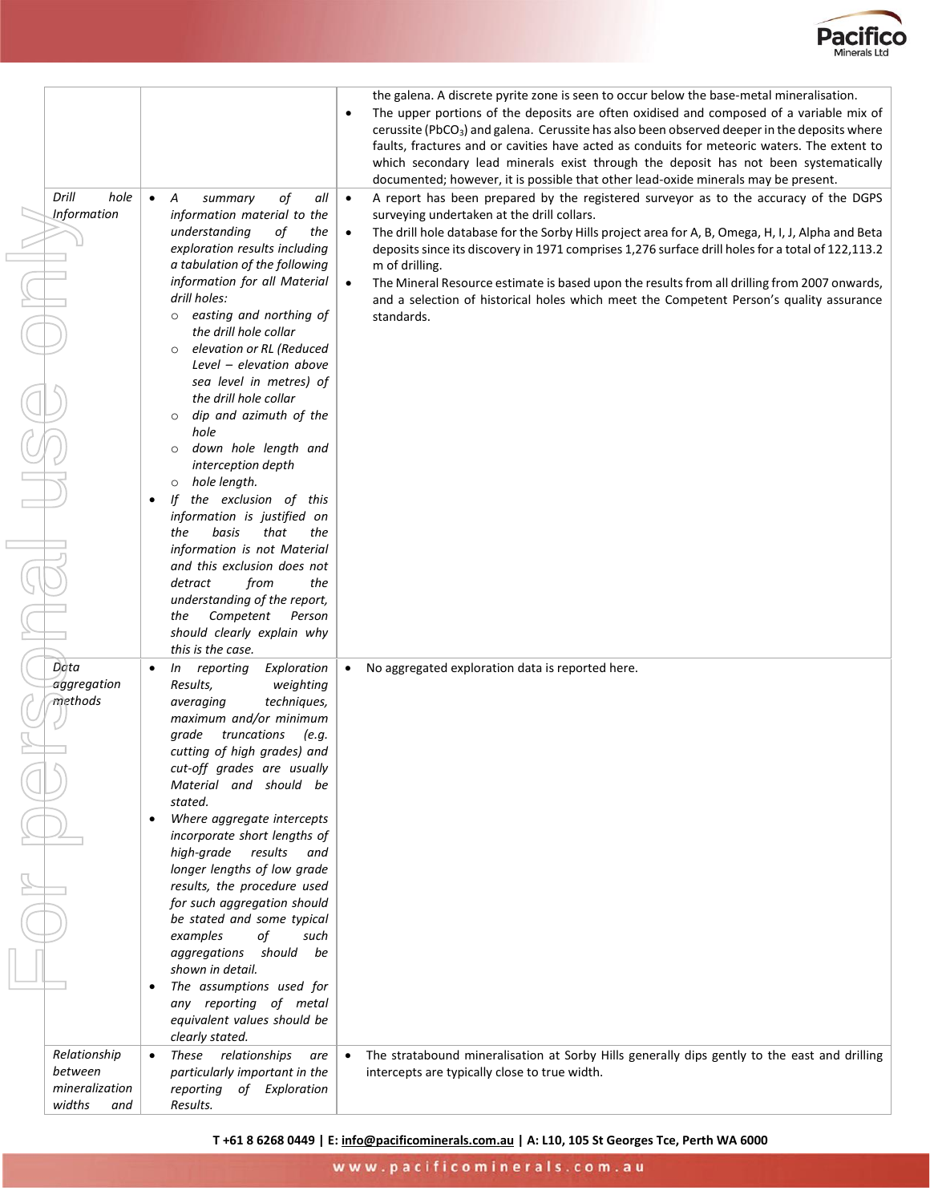| | | |
|---|---|---|
| | | the galena. A discrete pyrite zone is seen to occur below the base-metal mineralisation.<br>• The upper portions of the deposits are often oxidised and composed of a variable mix of cerussite ($PbCO_3$) and galena. Cerussite has also been observed deeper in the deposits where faults, fractures and or cavities have acted as conduits for meteoric waters. The extent to which secondary lead minerals exist through the deposit has not been systematically documented; however, it is possible that other lead-oxide minerals may be present. |
| *Drill hole Information* | • *A summary of all information material to the understanding of the exploration results including a tabulation of the following information for all Material drill holes:*<br>  ○ *easting and northing of the drill hole collar*<br>  ○ *elevation or RL (Reduced Level – elevation above sea level in metres) of the drill hole collar*<br>  ○ *dip and azimuth of the hole*<br>  ○ *down hole length and interception depth*<br>  ○ *hole length.*<br>• *If the exclusion of this information is justified on the basis that the information is not Material and this exclusion does not detract from the understanding of the report, the Competent Person should clearly explain why this is the case.* | • A report has been prepared by the registered surveyor as to the accuracy of the DGPS surveying undertaken at the drill collars.<br>• The drill hole database for the Sorby Hills project area for A, B, Omega, H, I, J, Alpha and Beta deposits since its discovery in 1971 comprises 1,276 surface drill holes for a total of 122,113.2 m of drilling.<br>• The Mineral Resource estimate is based upon the results from all drilling from 2007 onwards, and a selection of historical holes which meet the Competent Person's quality assurance standards. |
| *Data aggregation methods* | • *In reporting Exploration Results, weighting averaging techniques, maximum and/or minimum grade truncations (e.g. cutting of high grades) and cut-off grades are usually Material and should be stated.*<br>• *Where aggregate intercepts incorporate short lengths of high-grade results and longer lengths of low grade results, the procedure used for such aggregation should be stated and some typical examples of such aggregations should be shown in detail.*<br>• *The assumptions used for any reporting of metal equivalent values should be clearly stated.* | • No aggregated exploration data is reported here. |
| *Relationship between mineralisation widths and* | • *These relationships are particularly important in the reporting of Exploration Results.* | • The stratabound mineralisation at Sorby Hills generally dips gently to the east and drilling intercepts are typically close to true width. |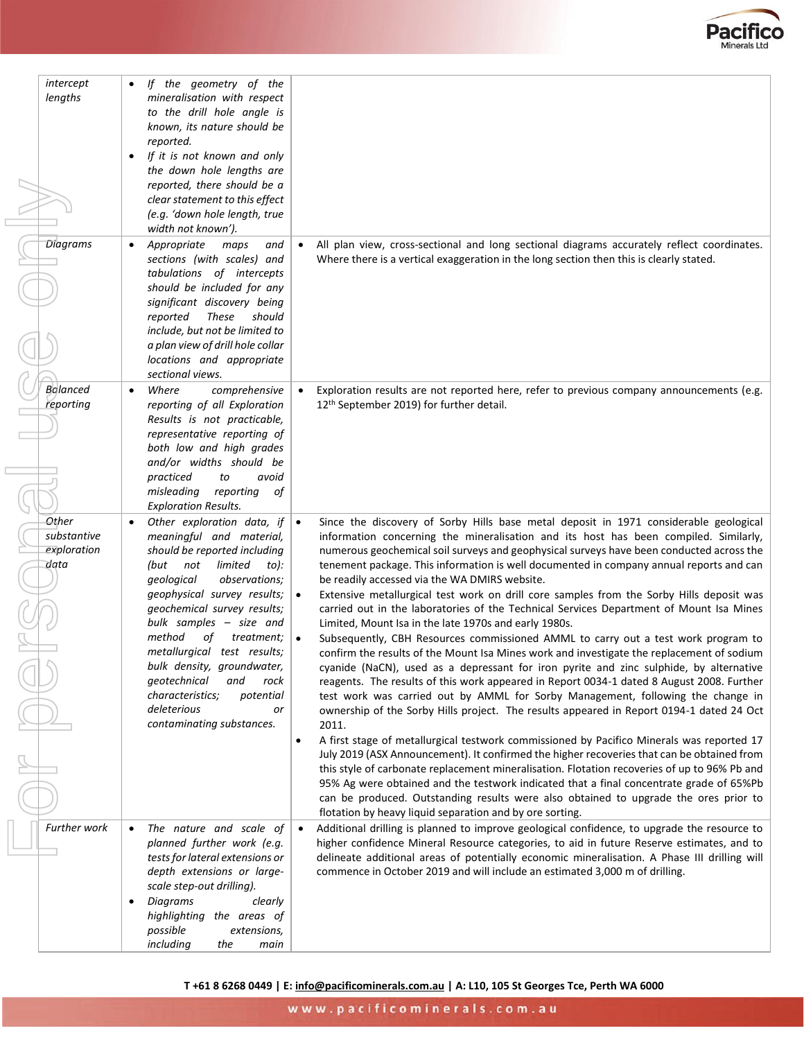| | | |
|---|---|---|
| *intercept lengths* | • *If the geometry of the mineralisation with respect to the drill hole angle is known, its nature should be reported.*<br>• *If it is not known and only the down hole lengths are reported, there should be a clear statement to this effect (e.g. 'down hole length, true width not known').* | |
| *Diagrams* | • *Appropriate maps and sections (with scales) and tabulations of intercepts should be included for any significant discovery being reported These should include, but not be limited to a plan view of drill hole collar locations and appropriate sectional views.* | • All plan view, cross-sectional and long sectional diagrams accurately reflect coordinates. Where there is a vertical exaggeration in the long section then this is clearly stated. |
| *Balanced reporting* | • *Where comprehensive reporting of all Exploration Results is not practicable, representative reporting of both low and high grades and/or widths should be practiced to avoid misleading reporting of Exploration Results.* | • Exploration results are not reported here, refer to previous company announcements (e.g. 12th September 2019) for further detail. |
| *Other substantive exploration data* | • *Other exploration data, if meaningful and material, should be reported including (but not limited to): geological observations; geophysical survey results; geochemical survey results; bulk samples – size and method of treatment; metallurgical test results; bulk density, groundwater, geotechnical and rock characteristics; potential deleterious or contaminating substances.* | • Since the discovery of Sorby Hills base metal deposit in 1971 considerable geological information concerning the mineralisation and its host has been compiled. Similarly, numerous geochemical soil surveys and geophysical surveys have been conducted across the tenement package. This information is well documented in company annual reports and can be readily accessed via the WA DMIRS website.<br>• Extensive metallurgical test work on drill core samples from the Sorby Hills deposit was carried out in the laboratories of the Technical Services Department of Mount Isa Mines Limited, Mount Isa in the late 1970s and early 1980s.<br>• Subsequently, CBH Resources commissioned AMML to carry out a test work program to confirm the results of the Mount Isa Mines work and investigate the replacement of sodium cyanide (NaCN), used as a depressant for iron pyrite and zinc sulphide, by alternative reagents. The results of this work appeared in Report 0034-1 dated 8 August 2008. Further test work was carried out by AMML for Sorby Management, following the change in ownership of the Sorby Hills project. The results appeared in Report 0194-1 dated 24 Oct 2011.<br>• A first stage of metallurgical testwork commissioned by Pacifico Minerals was reported 17 July 2019 (ASX Announcement). It confirmed the higher recoveries that can be obtained from this style of carbonate replacement mineralisation. Flotation recoveries of up to 96% Pb and 95% Ag were obtained and the testwork indicated that a final concentrate grade of 65%Pb can be produced. Outstanding results were also obtained to upgrade the ores prior to flotation by heavy liquid separation and by ore sorting. |
| *Further work* | • *The nature and scale of planned further work (e.g. tests for lateral extensions or depth extensions or large-scale step-out drilling).*<br>• *Diagrams clearly highlighting the areas of possible extensions, including the main* | • Additional drilling is planned to improve geological confidence, to upgrade the resource to higher confidence Mineral Resource categories, to aid in future Reserve estimates, and to delineate additional areas of potentially economic mineralisation. A Phase III drilling will commence in October 2019 and will include an estimated 3,000 m of drilling. |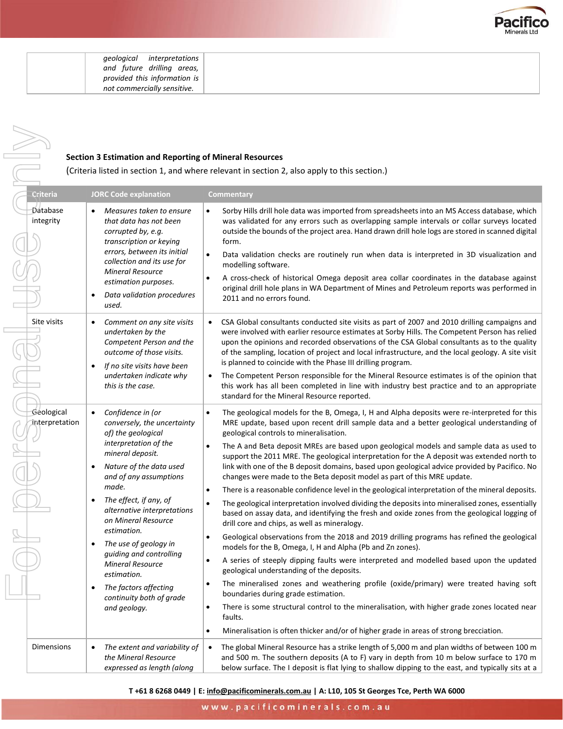| | | |
|---|---|---|
| | *geological interpretations and future drilling areas, provided this information is not commercially sensitive.* | |

**Section 3 Estimation and Reporting of Mineral Resources**

(Criteria listed in section 1, and where relevant in section 2, also apply to this section.)

| Criteria | JORC Code explanation | Commentary |
|---|---|---|
| Database integrity | • *Measures taken to ensure that data has not been corrupted by, e.g. transcription or keying errors, between its initial collection and its use for Mineral Resource estimation purposes.*<br>• *Data validation procedures used.* | • Sorby Hills drill hole data was imported from spreadsheets into an MS Access database, which was validated for any errors such as overlapping sample intervals or collar surveys located outside the bounds of the project area. Hand drawn drill hole logs are stored in scanned digital form.<br>• Data validation checks are routinely run when data is interpreted in 3D visualization and modelling software.<br>• A cross-check of historical Omega deposit area collar coordinates in the database against original drill hole plans in WA Department of Mines and Petroleum reports was performed in 2011 and no errors found. |
| Site visits | • *Comment on any site visits undertaken by the Competent Person and the outcome of those visits.*<br>• *If no site visits have been undertaken indicate why this is the case.* | • CSA Global consultants conducted site visits as part of 2007 and 2010 drilling campaigns and were involved with earlier resource estimates at Sorby Hills. The Competent Person has relied upon the opinions and recorded observations of the CSA Global consultants as to the quality of the sampling, location of project and local infrastructure, and the local geology. A site visit is planned to coincide with the Phase III drilling program.<br>• The Competent Person responsible for the Mineral Resource estimates is of the opinion that this work has all been completed in line with industry best practice and to an appropriate standard for the Mineral Resource reported. |
| Geological interpretation | • *Confidence in (or conversely, the uncertainty of) the geological interpretation of the mineral deposit.*<br>• *Nature of the data used and of any assumptions made.*<br>• *The effect, if any, of alternative interpretations on Mineral Resource estimation.*<br>• *The use of geology in guiding and controlling Mineral Resource estimation.*<br>• *The factors affecting continuity both of grade and geology.* | • The geological models for the B, Omega, I, H and Alpha deposits were re-interpreted for this MRE update, based upon recent drill sample data and a better geological understanding of geological controls to mineralisation.<br>• The A and Beta deposit MREs are based upon geological models and sample data as used to support the 2011 MRE. The geological interpretation for the A deposit was extended north to link with one of the B deposit domains, based upon geological advice provided by Pacifico. No changes were made to the Beta deposit model as part of this MRE update.<br>• There is a reasonable confidence level in the geological interpretation of the mineral deposits.<br>• The geological interpretation involved dividing the deposits into mineralised zones, essentially based on assay data, and identifying the fresh and oxide zones from the geological logging of drill core and chips, as well as mineralogy.<br>• Geological observations from the 2018 and 2019 drilling programs has refined the geological models for the B, Omega, I, H and Alpha (Pb and Zn zones).<br>• A series of steeply dipping faults were interpreted and modelled based upon the updated geological understanding of the deposits.<br>• The mineralised zones and weathering profile (oxide/primary) were treated having soft boundaries during grade estimation.<br>• There is some structural control to the mineralisation, with higher grade zones located near faults.<br>• Mineralisation is often thicker and/or of higher grade in areas of strong brecciation. |
| Dimensions | • *The extent and variability of the Mineral Resource expressed as length (along* | • The global Mineral Resource has a strike length of 5,000 m and plan widths of between 100 m and 500 m. The southern deposits (A to F) vary in depth from 10 m below surface to 170 m below surface. The I deposit is flat lying to shallow dipping to the east, and typically sits at a |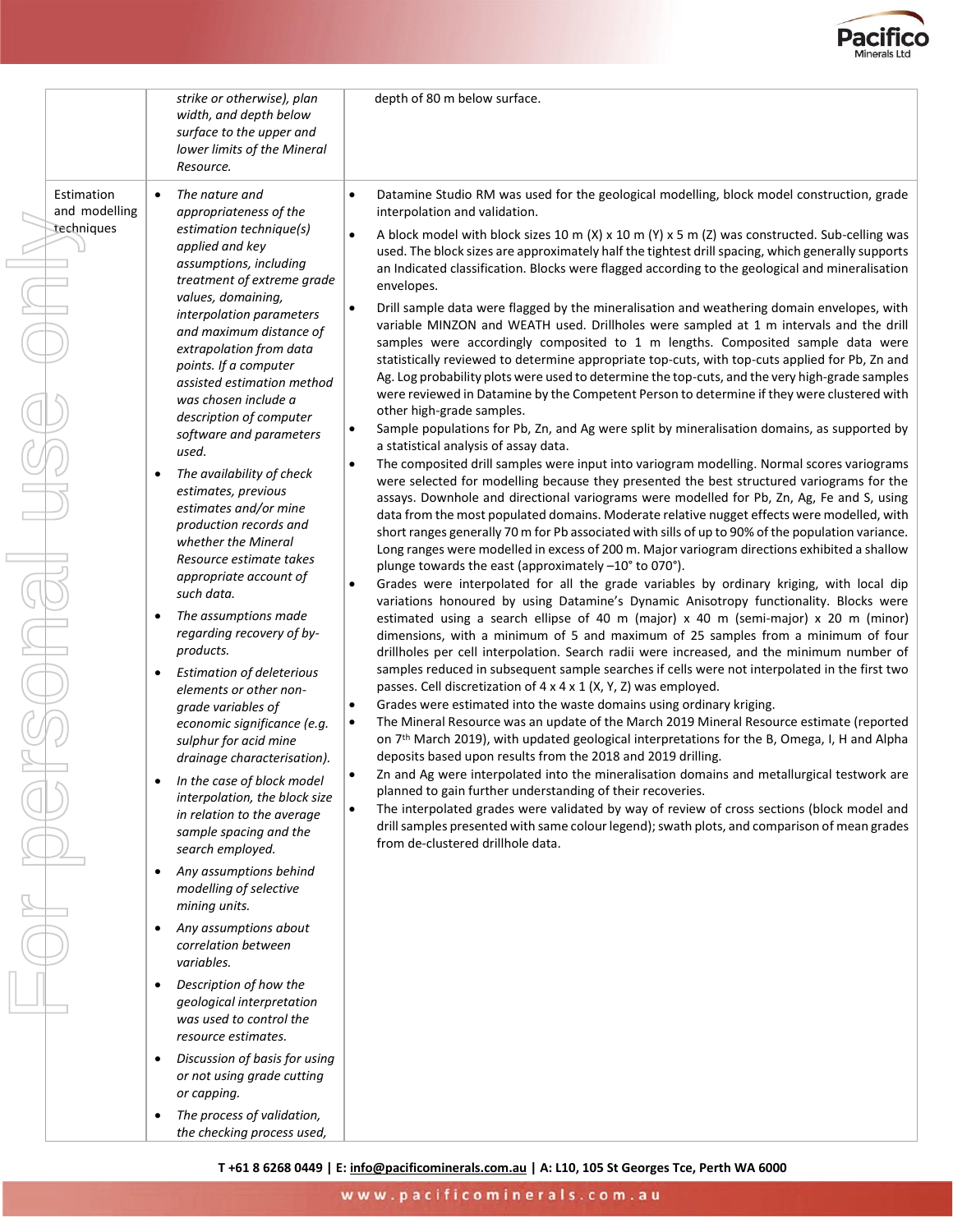| | | |
|---|---|---|
| | *strike or otherwise), plan width, and depth below surface to the upper and lower limits of the Mineral Resource.* | depth of 80 m below surface. |
| Estimation and modelling techniques | • *The nature and appropriateness of the estimation technique(s) applied and key assumptions, including treatment of extreme grade values, domaining, interpolation parameters and maximum distance of extrapolation from data points. If a computer assisted estimation method was chosen include a description of computer software and parameters used.*<br>• *The availability of check estimates, previous estimates and/or mine production records and whether the Mineral Resource estimate takes appropriate account of such data.*<br>• *The assumptions made regarding recovery of by-products.*<br>• *Estimation of deleterious elements or other non-grade variables of economic significance (e.g. sulphur for acid mine drainage characterisation).*<br>• *In the case of block model interpolation, the block size in relation to the average sample spacing and the search employed.*<br>• *Any assumptions behind modelling of selective mining units.*<br>• *Any assumptions about correlation between variables.*<br>• *Description of how the geological interpretation was used to control the resource estimates.*<br>• *Discussion of basis for using or not using grade cutting or capping.*<br>• *The process of validation, the checking process used,* | • Datamine Studio RM was used for the geological modelling, block model construction, grade interpolation and validation.<br>• A block model with block sizes 10 m (X) x 10 m (Y) x 5 m (Z) was constructed. Sub-celling was used. The block sizes are approximately half the tightest drill spacing, which generally supports an Indicated classification. Blocks were flagged according to the geological and mineralisation envelopes.<br>• Drill sample data were flagged by the mineralisation and weathering domain envelopes, with variable MINZON and WEATH used. Drillholes were sampled at 1 m intervals and the drill samples were accordingly composited to 1 m lengths. Composited sample data were statistically reviewed to determine appropriate top-cuts, with top-cuts applied for Pb, Zn and Ag. Log probability plots were used to determine the top-cuts, and the very high-grade samples were reviewed in Datamine by the Competent Person to determine if they were clustered with other high-grade samples.<br>• Sample populations for Pb, Zn, and Ag were split by mineralisation domains, as supported by a statistical analysis of assay data.<br>• The composited drill samples were input into variogram modelling. Normal scores variograms were selected for modelling because they presented the best structured variograms for the assays. Downhole and directional variograms were modelled for Pb, Zn, Ag, Fe and S, using data from the most populated domains. Moderate relative nugget effects were modelled, with short ranges generally 70 m for Pb associated with sills of up to 90% of the population variance. Long ranges were modelled in excess of 200 m. Major variogram directions exhibited a shallow plunge towards the east (approximately –10° to 070°).<br>• Grades were interpolated for all the grade variables by ordinary kriging, with local dip variations honoured by using Datamine's Dynamic Anisotropy functionality. Blocks were estimated using a search ellipse of 40 m (major) x 40 m (semi-major) x 20 m (minor) dimensions, with a minimum of 5 and maximum of 25 samples from a minimum of four drillholes per cell interpolation. Search radii were increased, and the minimum number of samples reduced in subsequent sample searches if cells were not interpolated in the first two passes. Cell discretization of 4 x 4 x 1 (X, Y, Z) was employed.<br>• Grades were estimated into the waste domains using ordinary kriging.<br>• The Mineral Resource was an update of the March 2019 Mineral Resource estimate (reported on 7th March 2019), with updated geological interpretations for the B, Omega, I, H and Alpha deposits based upon results from the 2018 and 2019 drilling.<br>• Zn and Ag were interpolated into the mineralisation domains and metallurgical testwork are planned to gain further understanding of their recoveries.<br>• The interpolated grades were validated by way of review of cross sections (block model and drill samples presented with same colour legend); swath plots, and comparison of mean grades from de-clustered drillhole data. |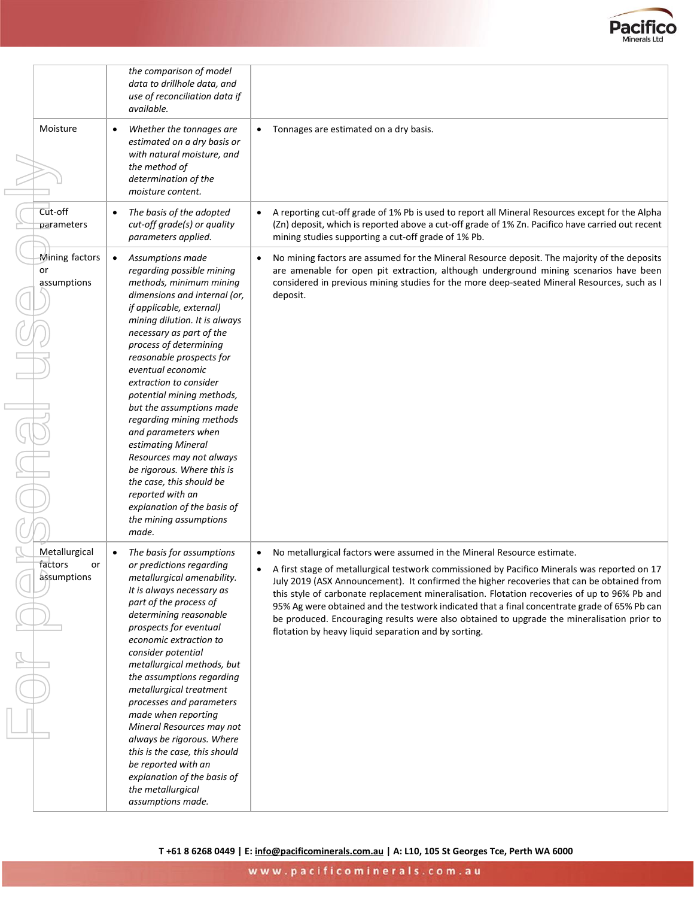| | | |
|---|---|---|
| | *the comparison of model data to drillhole data, and use of reconciliation data if available.* | |
| Moisture | • *Whether the tonnages are estimated on a dry basis or with natural moisture, and the method of determination of the moisture content.* | • Tonnages are estimated on a dry basis. |
| Cut-off parameters | • *The basis of the adopted cut-off grade(s) or quality parameters applied.* | • A reporting cut-off grade of 1% Pb is used to report all Mineral Resources except for the Alpha (Zn) deposit, which is reported above a cut-off grade of 1% Zn. Pacifico have carried out recent mining studies supporting a cut-off grade of 1% Pb. |
| Mining factors or assumptions | • *Assumptions made regarding possible mining methods, minimum mining dimensions and internal (or, if applicable, external) mining dilution. It is always necessary as part of the process of determining reasonable prospects for eventual economic extraction to consider potential mining methods, but the assumptions made regarding mining methods and parameters when estimating Mineral Resources may not always be rigorous. Where this is the case, this should be reported with an explanation of the basis of the mining assumptions made.* | • No mining factors are assumed for the Mineral Resource deposit. The majority of the deposits are amenable for open pit extraction, although underground mining scenarios have been considered in previous mining studies for the more deep-seated Mineral Resources, such as I deposit. |
| Metallurgical factors or assumptions | • *The basis for assumptions or predictions regarding metallurgical amenability. It is always necessary as part of the process of determining reasonable prospects for eventual economic extraction to consider potential metallurgical methods, but the assumptions regarding metallurgical treatment processes and parameters made when reporting Mineral Resources may not always be rigorous. Where this is the case, this should be reported with an explanation of the basis of the metallurgical assumptions made.* | • No metallurgical factors were assumed in the Mineral Resource estimate.<br>• A first stage of metallurgical testwork commissioned by Pacifico Minerals was reported on 17 July 2019 (ASX Announcement). It confirmed the higher recoveries that can be obtained from this style of carbonate replacement mineralisation. Flotation recoveries of up to 96% Pb and 95% Ag were obtained and the testwork indicated that a final concentrate grade of 65% Pb can be produced. Encouraging results were also obtained to upgrade the mineralisation prior to flotation by heavy liquid separation and by sorting. |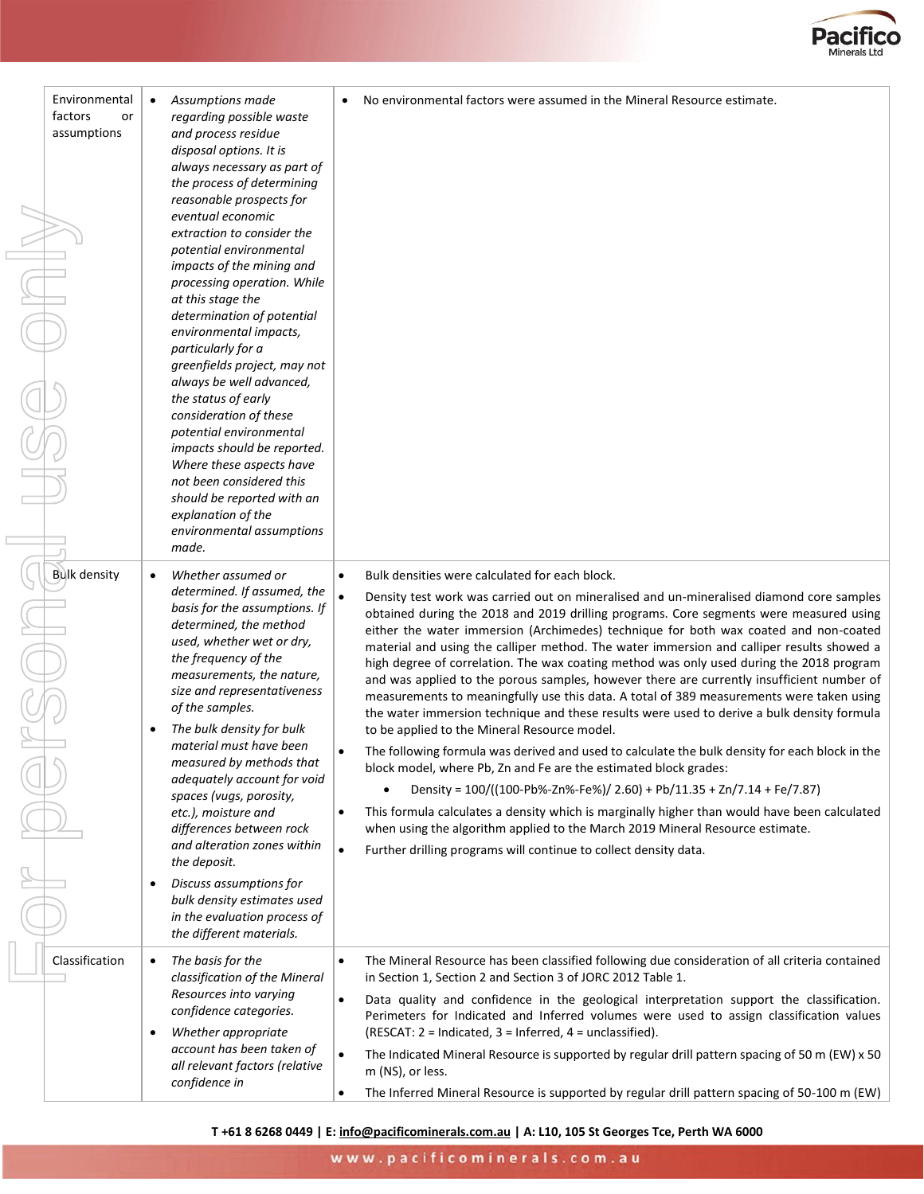| | | |
|---|---|---|
| Environmental factors or assumptions | • *Assumptions made regarding possible waste and process residue disposal options. It is always necessary as part of the process of determining reasonable prospects for eventual economic extraction to consider the potential environmental impacts of the mining and processing operation. While at this stage the determination of potential environmental impacts, particularly for a greenfields project, may not always be well advanced, the status of early consideration of these potential environmental impacts should be reported. Where these aspects have not been considered this should be reported with an explanation of the environmental assumptions made.* | • No environmental factors were assumed in the Mineral Resource estimate. |
| Bulk density | • *Whether assumed or determined. If assumed, the basis for the assumptions. If determined, the method used, whether wet or dry, the frequency of the measurements, the nature, size and representativeness of the samples.*<br>• *The bulk density for bulk material must have been measured by methods that adequately account for void spaces (vugs, porosity, etc.), moisture and differences between rock and alteration zones within the deposit.*<br>• *Discuss assumptions for bulk density estimates used in the evaluation process of the different materials.* | • Bulk densities were calculated for each block.<br>• Density test work was carried out on mineralised and un-mineralised diamond core samples obtained during the 2018 and 2019 drilling programs. Core segments were measured using either the water immersion (Archimedes) technique for both wax coated and non-coated material and using the calliper method. The water immersion and calliper results showed a high degree of correlation. The wax coating method was only used during the 2018 program and was applied to the porous samples, however there are currently insufficient number of measurements to meaningfully use this data. A total of 389 measurements were taken using the water immersion technique and these results were used to derive a bulk density formula to be applied to the Mineral Resource model.<br>• The following formula was derived and used to calculate the bulk density for each block in the block model, where Pb, Zn and Fe are the estimated block grades:<br>  ◦ Density = 100/((100-Pb%-Zn%-Fe%)/ 2.60) + Pb/11.35 + Zn/7.14 + Fe/7.87)<br>• This formula calculates a density which is marginally higher than would have been calculated when using the algorithm applied to the March 2019 Mineral Resource estimate.<br>• Further drilling programs will continue to collect density data. |
| Classification | • *The basis for the classification of the Mineral Resources into varying confidence categories.*<br>• *Whether appropriate account has been taken of all relevant factors (relative confidence in* | • The Mineral Resource has been classified following due consideration of all criteria contained in Section 1, Section 2 and Section 3 of JORC 2012 Table 1.<br>• Data quality and confidence in the geological interpretation support the classification. Perimeters for Indicated and Inferred volumes were used to assign classification values (RESCAT: 2 = Indicated, 3 = Inferred, 4 = unclassified).<br>• The Indicated Mineral Resource is supported by regular drill pattern spacing of 50 m (EW) x 50 m (NS), or less.<br>• The Inferred Mineral Resource is supported by regular drill pattern spacing of 50-100 m (EW) |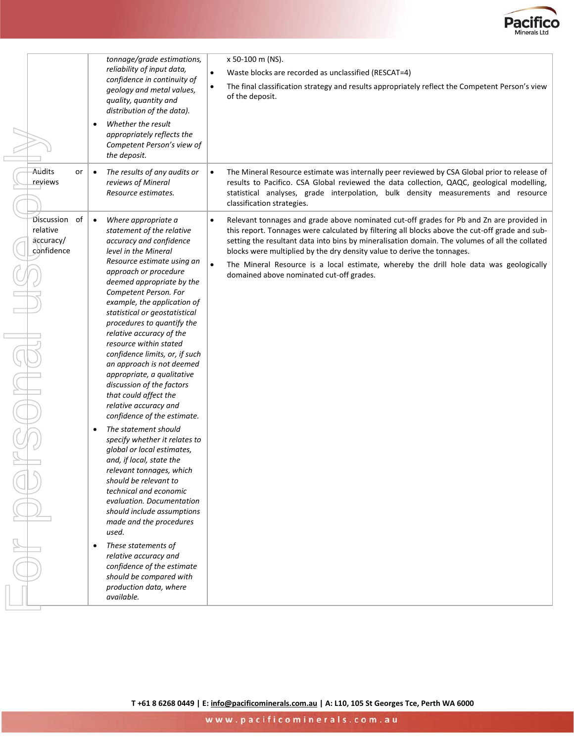| | | |
|---|---|---|
| | *tonnage/grade estimations, reliability of input data, confidence in continuity of geology and metal values, quality, quantity and distribution of the data).*<br>• *Whether the result appropriately reflects the Competent Person's view of the deposit.* | x 50-100 m (NS).<br>• Waste blocks are recorded as unclassified (RESCAT=4)<br>• The final classification strategy and results appropriately reflect the Competent Person's view of the deposit. |
| Audits or reviews | • *The results of any audits or reviews of Mineral Resource estimates.* | • The Mineral Resource estimate was internally peer reviewed by CSA Global prior to release of results to Pacifico. CSA Global reviewed the data collection, QAQC, geological modelling, statistical analyses, grade interpolation, bulk density measurements and resource classification strategies. |
| Discussion of relative accuracy/ confidence | • *Where appropriate a statement of the relative accuracy and confidence level in the Mineral Resource estimate using an approach or procedure deemed appropriate by the Competent Person. For example, the application of statistical or geostatistical procedures to quantify the relative accuracy of the resource within stated confidence limits, or, if such an approach is not deemed appropriate, a qualitative discussion of the factors that could affect the relative accuracy and confidence of the estimate.*<br>• *The statement should specify whether it relates to global or local estimates, and, if local, state the relevant tonnages, which should be relevant to technical and economic evaluation. Documentation should include assumptions made and the procedures used.*<br>• *These statements of relative accuracy and confidence of the estimate should be compared with production data, where available.* | • Relevant tonnages and grade above nominated cut-off grades for Pb and Zn are provided in this report. Tonnages were calculated by filtering all blocks above the cut-off grade and sub-setting the resultant data into bins by mineralisation domain. The volumes of all the collated blocks were multiplied by the dry density value to derive the tonnages.<br>• The Mineral Resource is a local estimate, whereby the drill hole data was geologically domained above nominated cut-off grades. |